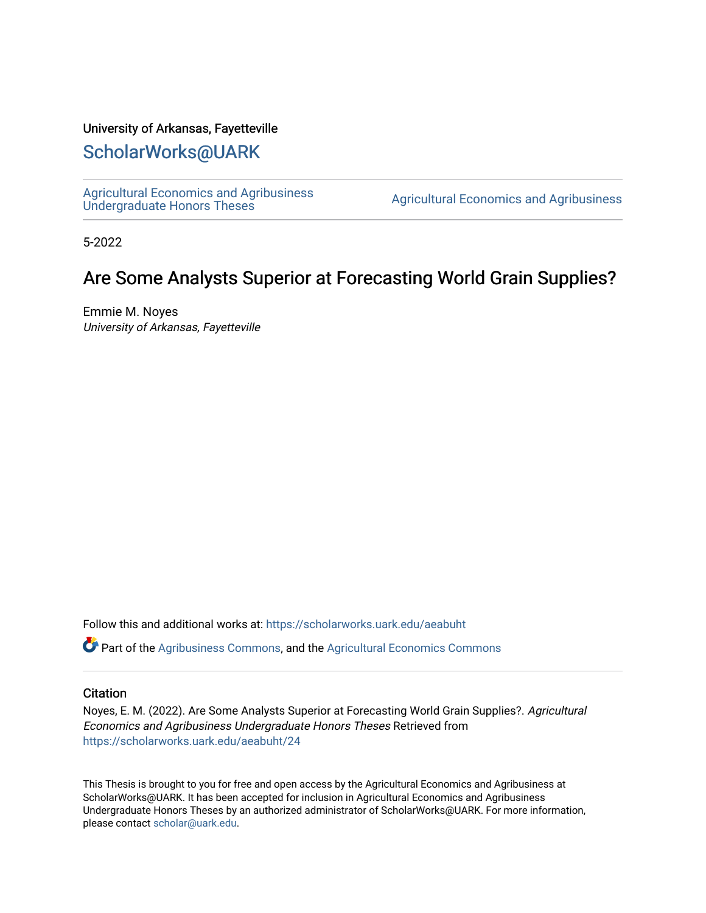University of Arkansas, Fayetteville

# ScholarWorks@UARK

Agricultural Economics and Agribusiness Undergraduate Honors Theses

Agricultural Economics and Agribusiness

5-2022

## Are Some Analysts Superior at Forecasting World Grain Supplies?

Emmie M. Noyes
*University of Arkansas, Fayetteville*

Follow this and additional works at: https://scholarworks.uark.edu/aeabuht

Part of the Agribusiness Commons, and the Agricultural Economics Commons

### Citation

Noyes, E. M. (2022). Are Some Analysts Superior at Forecasting World Grain Supplies?. *Agricultural Economics and Agribusiness Undergraduate Honors Theses* Retrieved from https://scholarworks.uark.edu/aeabuht/24

This Thesis is brought to you for free and open access by the Agricultural Economics and Agribusiness at ScholarWorks@UARK. It has been accepted for inclusion in Agricultural Economics and Agribusiness Undergraduate Honors Theses by an authorized administrator of ScholarWorks@UARK. For more information, please contact scholar@uark.edu.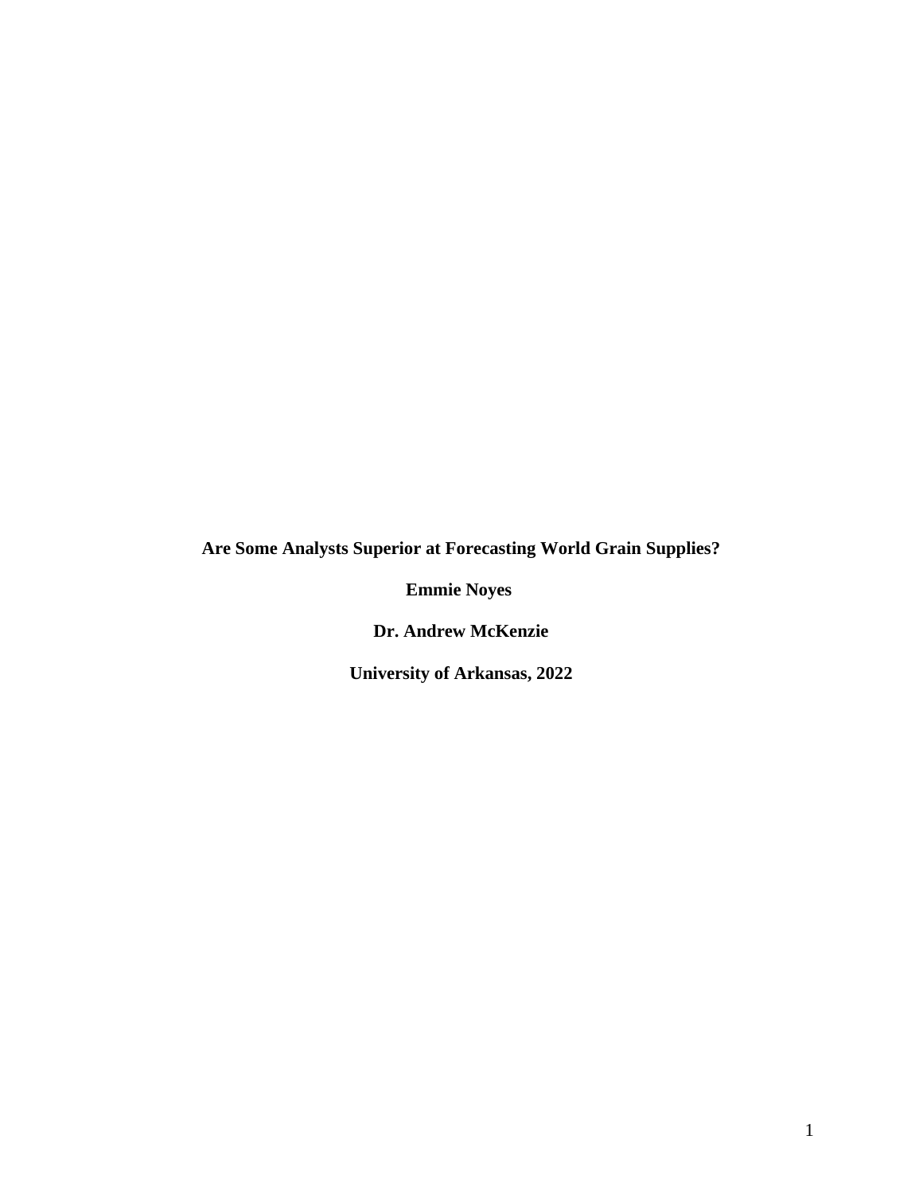**Are Some Analysts Superior at Forecasting World Grain Supplies?**

**Emmie Noyes**

**Dr. Andrew McKenzie**

**University of Arkansas, 2022**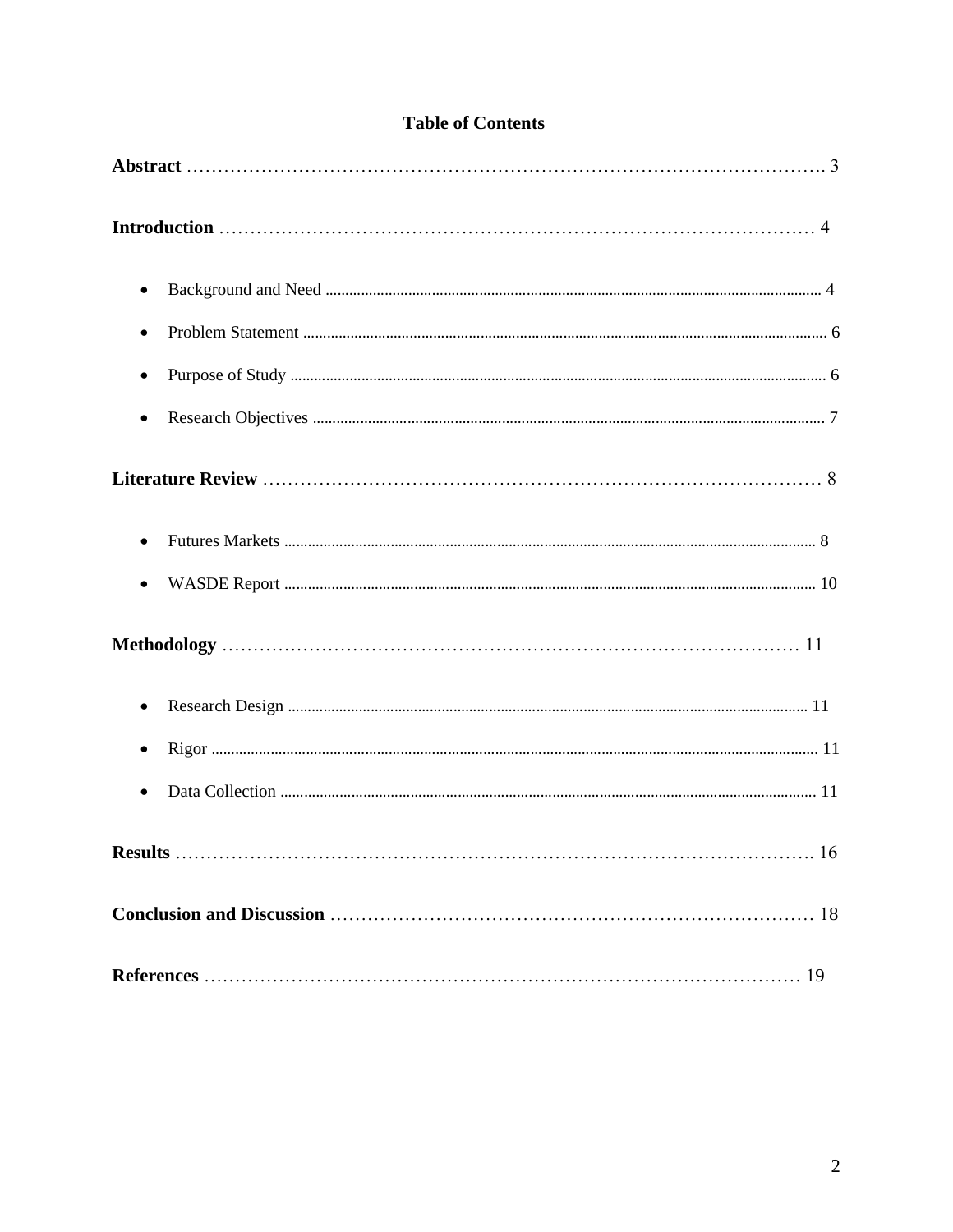# Table of Contents

**Abstract** ............................................................................................ 3

**Introduction** ...................................................................................... 4

- Background and Need ............................................................................ 4
- Problem Statement ................................................................................ 6
- Purpose of Study .................................................................................. 6
- Research Objectives .............................................................................. 7

**Literature Review** ................................................................................ 8

- Futures Markets .................................................................................... 8
- WASDE Report ..................................................................................... 10

**Methodology** ...................................................................................... 11

- Research Design ................................................................................... 11
- Rigor ................................................................................................... 11
- Data Collection ..................................................................................... 11

**Results** ............................................................................................... 16

**Conclusion and Discussion** ................................................................... 18

**References** .......................................................................................... 19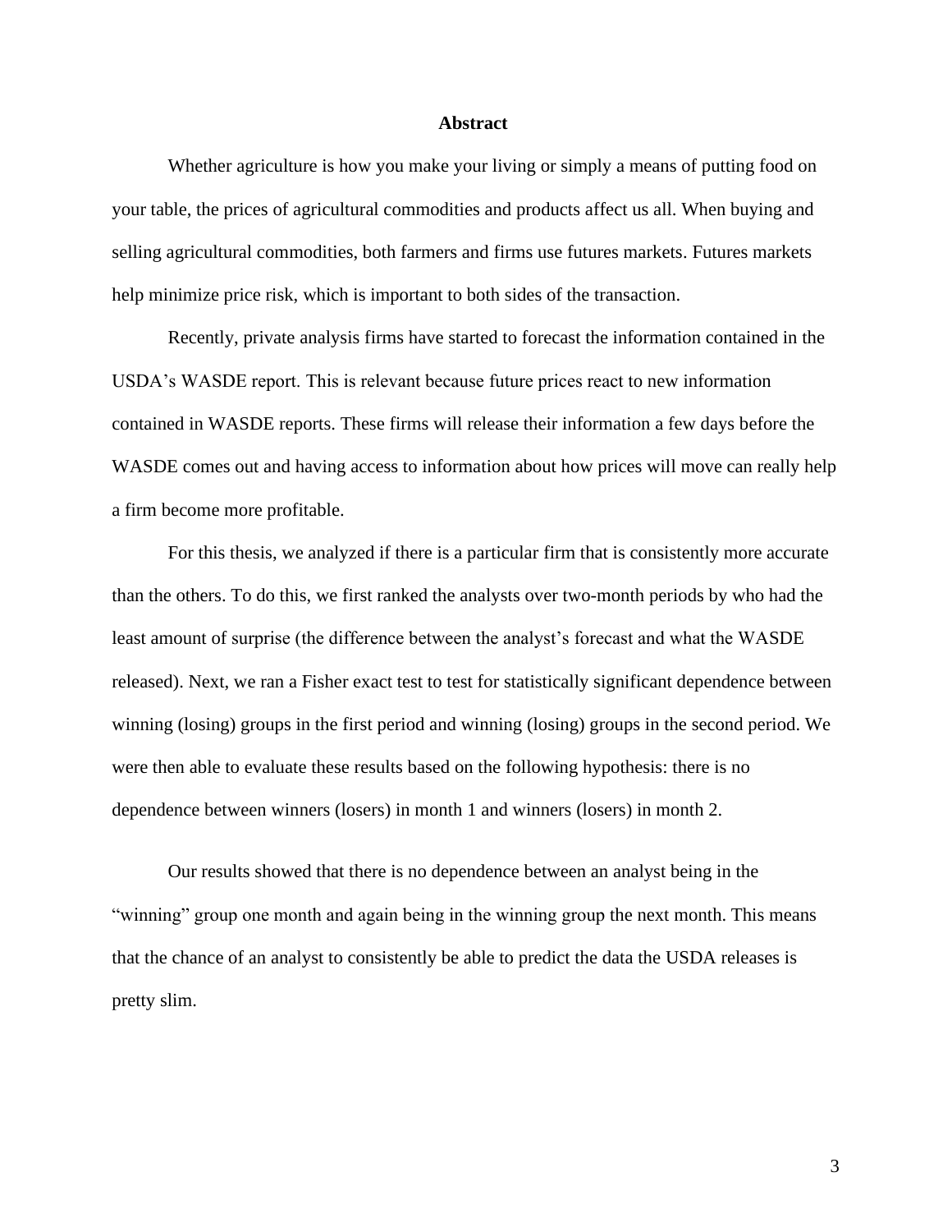# Abstract

Whether agriculture is how you make your living or simply a means of putting food on your table, the prices of agricultural commodities and products affect us all. When buying and selling agricultural commodities, both farmers and firms use futures markets. Futures markets help minimize price risk, which is important to both sides of the transaction.

Recently, private analysis firms have started to forecast the information contained in the USDA's WASDE report. This is relevant because future prices react to new information contained in WASDE reports. These firms will release their information a few days before the WASDE comes out and having access to information about how prices will move can really help a firm become more profitable.

For this thesis, we analyzed if there is a particular firm that is consistently more accurate than the others. To do this, we first ranked the analysts over two-month periods by who had the least amount of surprise (the difference between the analyst's forecast and what the WASDE released). Next, we ran a Fisher exact test to test for statistically significant dependence between winning (losing) groups in the first period and winning (losing) groups in the second period. We were then able to evaluate these results based on the following hypothesis: there is no dependence between winners (losers) in month 1 and winners (losers) in month 2.

Our results showed that there is no dependence between an analyst being in the "winning" group one month and again being in the winning group the next month. This means that the chance of an analyst to consistently be able to predict the data the USDA releases is pretty slim.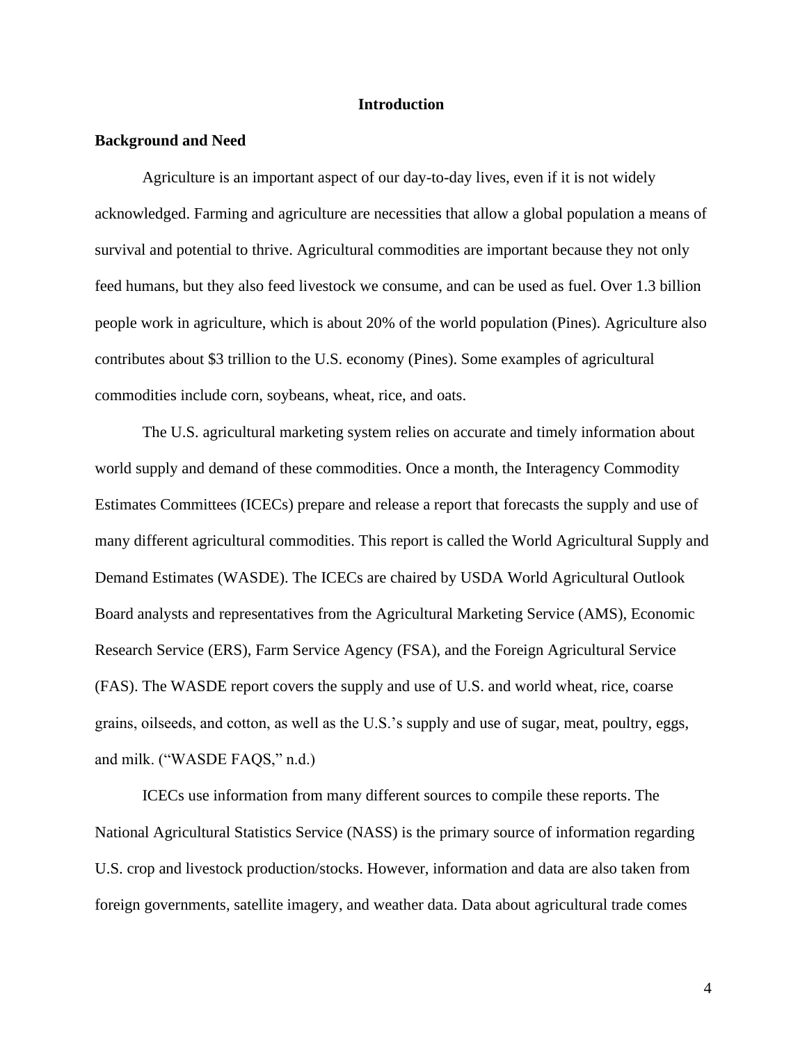# Introduction

## Background and Need

Agriculture is an important aspect of our day-to-day lives, even if it is not widely acknowledged. Farming and agriculture are necessities that allow a global population a means of survival and potential to thrive. Agricultural commodities are important because they not only feed humans, but they also feed livestock we consume, and can be used as fuel. Over 1.3 billion people work in agriculture, which is about 20% of the world population (Pines). Agriculture also contributes about $3 trillion to the U.S. economy (Pines). Some examples of agricultural commodities include corn, soybeans, wheat, rice, and oats.

The U.S. agricultural marketing system relies on accurate and timely information about world supply and demand of these commodities. Once a month, the Interagency Commodity Estimates Committees (ICECs) prepare and release a report that forecasts the supply and use of many different agricultural commodities. This report is called the World Agricultural Supply and Demand Estimates (WASDE). The ICECs are chaired by USDA World Agricultural Outlook Board analysts and representatives from the Agricultural Marketing Service (AMS), Economic Research Service (ERS), Farm Service Agency (FSA), and the Foreign Agricultural Service (FAS). The WASDE report covers the supply and use of U.S. and world wheat, rice, coarse grains, oilseeds, and cotton, as well as the U.S.'s supply and use of sugar, meat, poultry, eggs, and milk. ("WASDE FAQS," n.d.)

ICECs use information from many different sources to compile these reports. The National Agricultural Statistics Service (NASS) is the primary source of information regarding U.S. crop and livestock production/stocks. However, information and data are also taken from foreign governments, satellite imagery, and weather data. Data about agricultural trade comes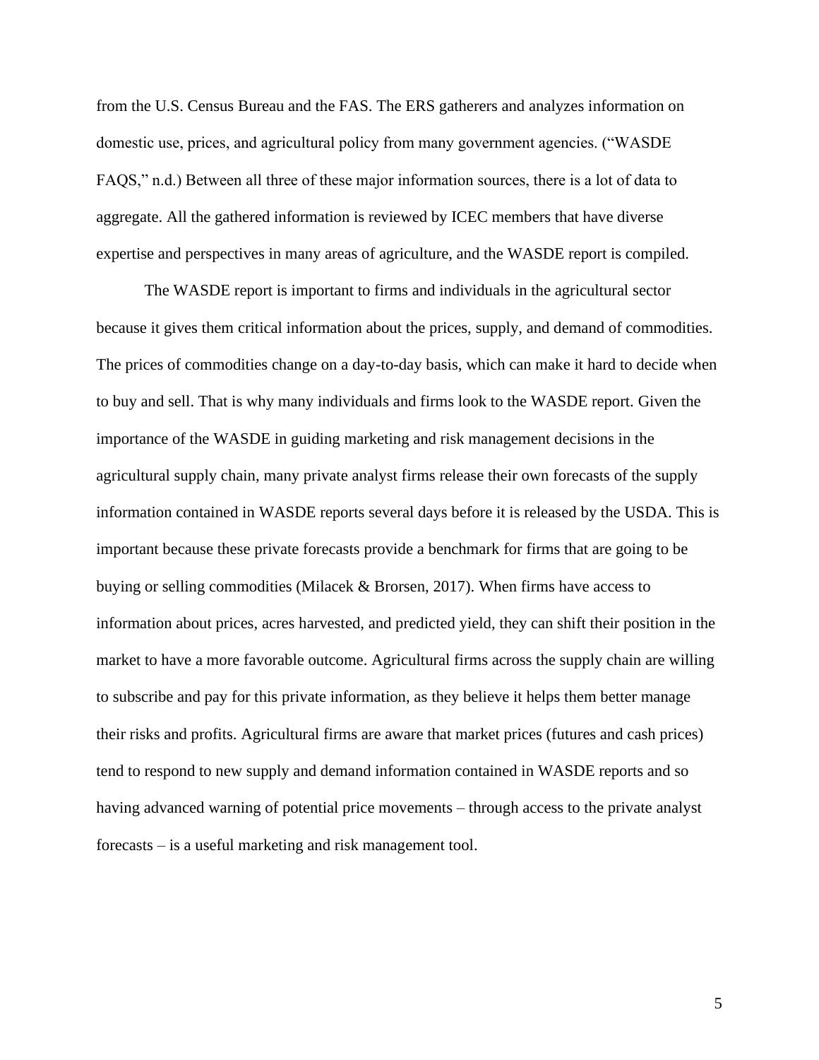from the U.S. Census Bureau and the FAS. The ERS gatherers and analyzes information on domestic use, prices, and agricultural policy from many government agencies. ("WASDE FAQS," n.d.) Between all three of these major information sources, there is a lot of data to aggregate. All the gathered information is reviewed by ICEC members that have diverse expertise and perspectives in many areas of agriculture, and the WASDE report is compiled.

The WASDE report is important to firms and individuals in the agricultural sector because it gives them critical information about the prices, supply, and demand of commodities. The prices of commodities change on a day-to-day basis, which can make it hard to decide when to buy and sell. That is why many individuals and firms look to the WASDE report. Given the importance of the WASDE in guiding marketing and risk management decisions in the agricultural supply chain, many private analyst firms release their own forecasts of the supply information contained in WASDE reports several days before it is released by the USDA. This is important because these private forecasts provide a benchmark for firms that are going to be buying or selling commodities (Milacek & Brorsen, 2017). When firms have access to information about prices, acres harvested, and predicted yield, they can shift their position in the market to have a more favorable outcome. Agricultural firms across the supply chain are willing to subscribe and pay for this private information, as they believe it helps them better manage their risks and profits. Agricultural firms are aware that market prices (futures and cash prices) tend to respond to new supply and demand information contained in WASDE reports and so having advanced warning of potential price movements – through access to the private analyst forecasts – is a useful marketing and risk management tool.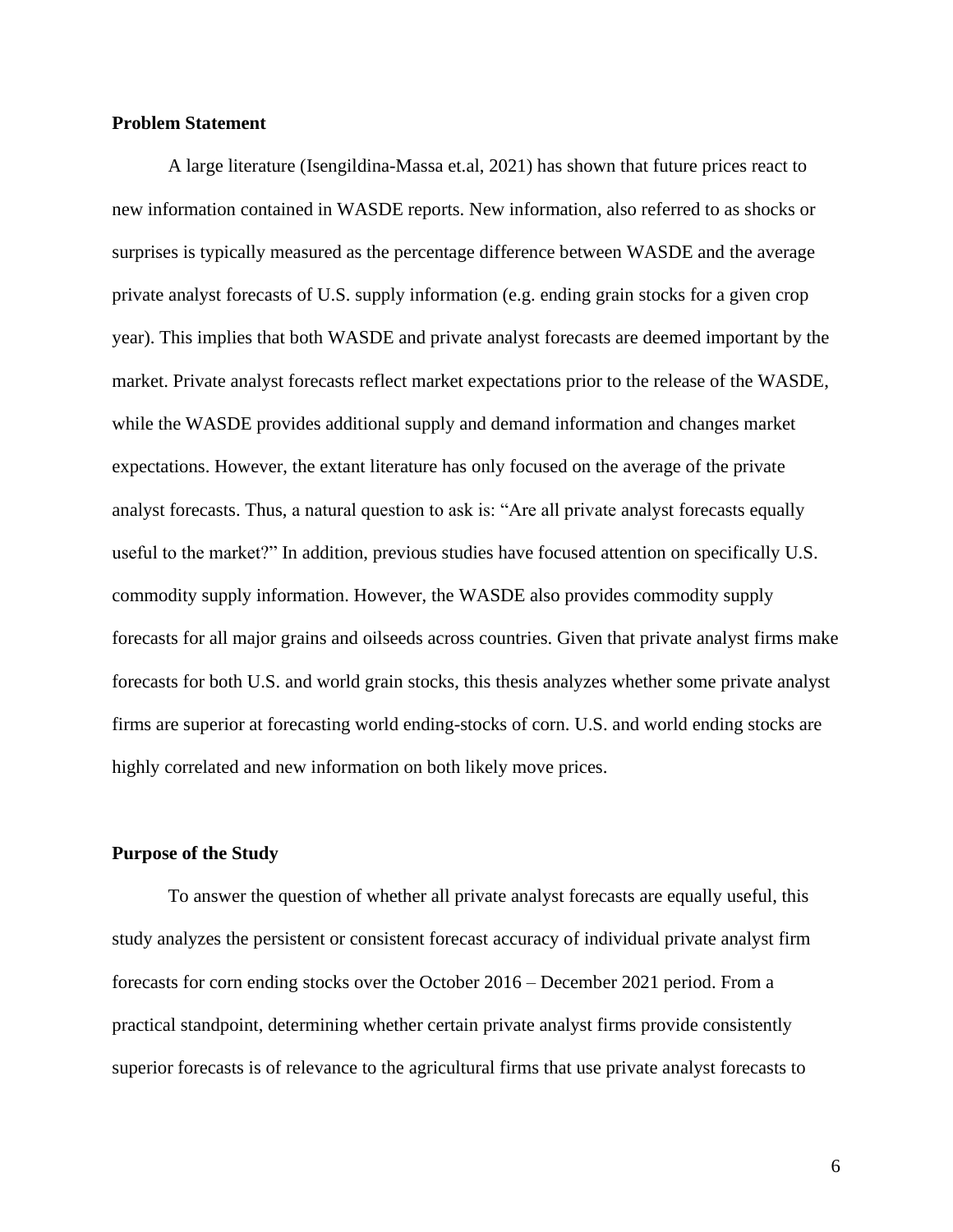**Problem Statement**

A large literature (Isengildina-Massa et.al, 2021) has shown that future prices react to new information contained in WASDE reports. New information, also referred to as shocks or surprises is typically measured as the percentage difference between WASDE and the average private analyst forecasts of U.S. supply information (e.g. ending grain stocks for a given crop year). This implies that both WASDE and private analyst forecasts are deemed important by the market. Private analyst forecasts reflect market expectations prior to the release of the WASDE, while the WASDE provides additional supply and demand information and changes market expectations. However, the extant literature has only focused on the average of the private analyst forecasts. Thus, a natural question to ask is: "Are all private analyst forecasts equally useful to the market?" In addition, previous studies have focused attention on specifically U.S. commodity supply information. However, the WASDE also provides commodity supply forecasts for all major grains and oilseeds across countries. Given that private analyst firms make forecasts for both U.S. and world grain stocks, this thesis analyzes whether some private analyst firms are superior at forecasting world ending-stocks of corn. U.S. and world ending stocks are highly correlated and new information on both likely move prices.

**Purpose of the Study**

To answer the question of whether all private analyst forecasts are equally useful, this study analyzes the persistent or consistent forecast accuracy of individual private analyst firm forecasts for corn ending stocks over the October 2016 – December 2021 period. From a practical standpoint, determining whether certain private analyst firms provide consistently superior forecasts is of relevance to the agricultural firms that use private analyst forecasts to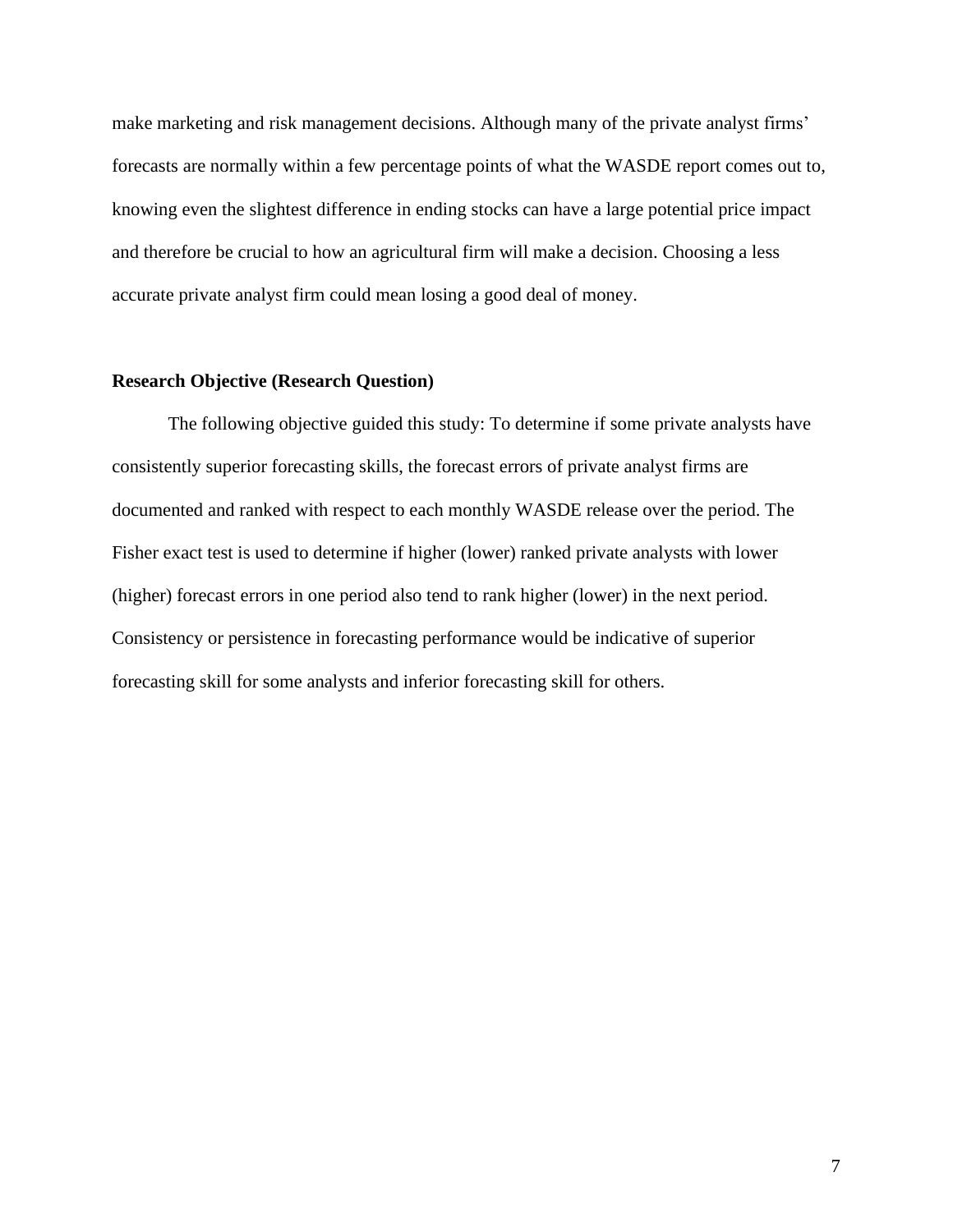make marketing and risk management decisions. Although many of the private analyst firms' forecasts are normally within a few percentage points of what the WASDE report comes out to, knowing even the slightest difference in ending stocks can have a large potential price impact and therefore be crucial to how an agricultural firm will make a decision. Choosing a less accurate private analyst firm could mean losing a good deal of money.

### Research Objective (Research Question)

The following objective guided this study: To determine if some private analysts have consistently superior forecasting skills, the forecast errors of private analyst firms are documented and ranked with respect to each monthly WASDE release over the period. The Fisher exact test is used to determine if higher (lower) ranked private analysts with lower (higher) forecast errors in one period also tend to rank higher (lower) in the next period. Consistency or persistence in forecasting performance would be indicative of superior forecasting skill for some analysts and inferior forecasting skill for others.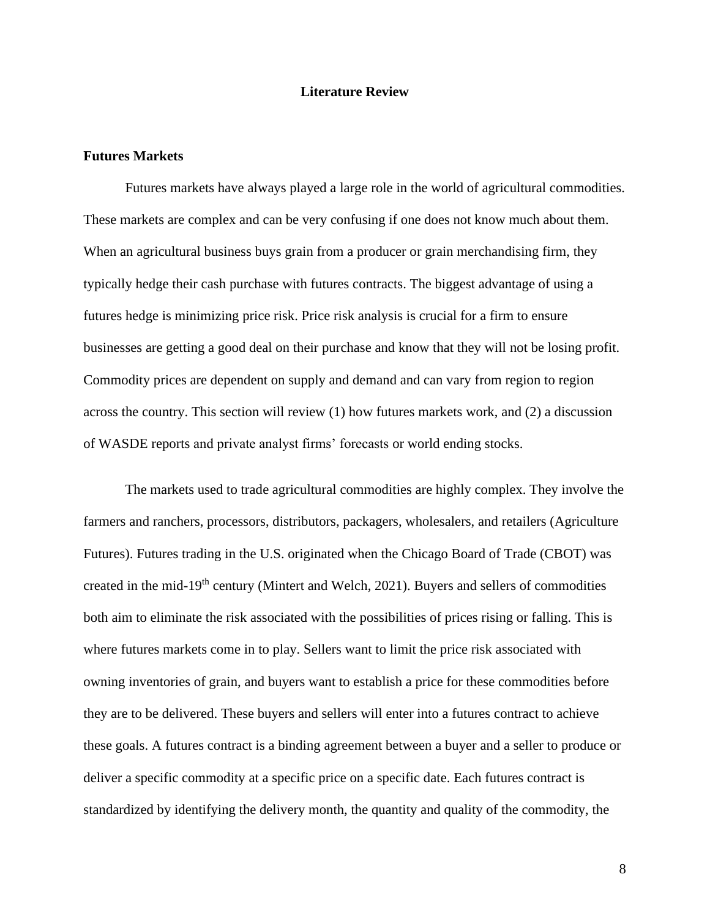## Literature Review

### Futures Markets

Futures markets have always played a large role in the world of agricultural commodities. These markets are complex and can be very confusing if one does not know much about them. When an agricultural business buys grain from a producer or grain merchandising firm, they typically hedge their cash purchase with futures contracts. The biggest advantage of using a futures hedge is minimizing price risk. Price risk analysis is crucial for a firm to ensure businesses are getting a good deal on their purchase and know that they will not be losing profit. Commodity prices are dependent on supply and demand and can vary from region to region across the country. This section will review (1) how futures markets work, and (2) a discussion of WASDE reports and private analyst firms' forecasts or world ending stocks.

The markets used to trade agricultural commodities are highly complex. They involve the farmers and ranchers, processors, distributors, packagers, wholesalers, and retailers (Agriculture Futures). Futures trading in the U.S. originated when the Chicago Board of Trade (CBOT) was created in the mid-19th century (Mintert and Welch, 2021). Buyers and sellers of commodities both aim to eliminate the risk associated with the possibilities of prices rising or falling. This is where futures markets come in to play. Sellers want to limit the price risk associated with owning inventories of grain, and buyers want to establish a price for these commodities before they are to be delivered. These buyers and sellers will enter into a futures contract to achieve these goals. A futures contract is a binding agreement between a buyer and a seller to produce or deliver a specific commodity at a specific price on a specific date. Each futures contract is standardized by identifying the delivery month, the quantity and quality of the commodity, the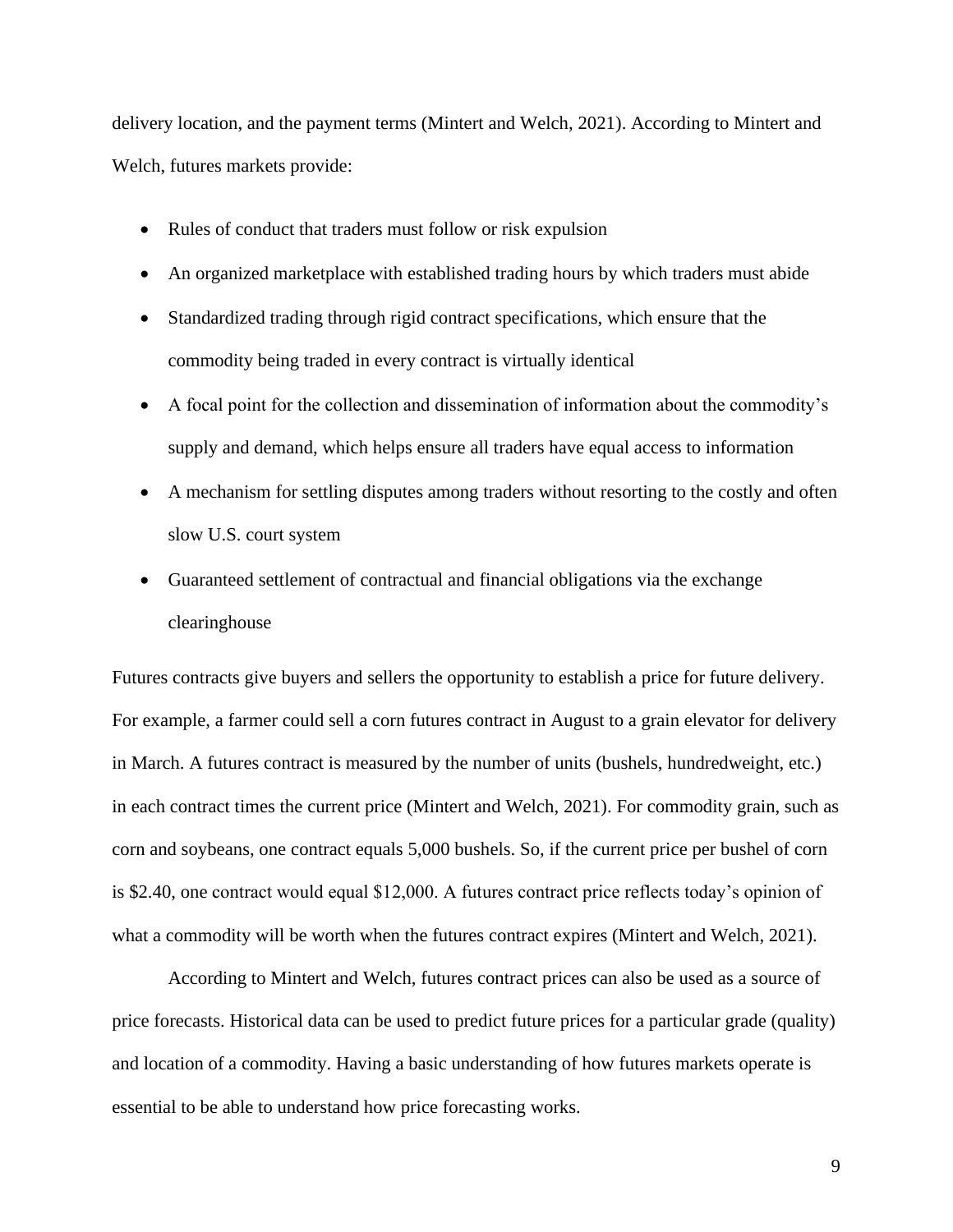delivery location, and the payment terms (Mintert and Welch, 2021). According to Mintert and Welch, futures markets provide:

- Rules of conduct that traders must follow or risk expulsion
- An organized marketplace with established trading hours by which traders must abide
- Standardized trading through rigid contract specifications, which ensure that the commodity being traded in every contract is virtually identical
- A focal point for the collection and dissemination of information about the commodity's supply and demand, which helps ensure all traders have equal access to information
- A mechanism for settling disputes among traders without resorting to the costly and often slow U.S. court system
- Guaranteed settlement of contractual and financial obligations via the exchange clearinghouse

Futures contracts give buyers and sellers the opportunity to establish a price for future delivery. For example, a farmer could sell a corn futures contract in August to a grain elevator for delivery in March. A futures contract is measured by the number of units (bushels, hundredweight, etc.) in each contract times the current price (Mintert and Welch, 2021). For commodity grain, such as corn and soybeans, one contract equals 5,000 bushels. So, if the current price per bushel of corn is $2.40, one contract would equal $12,000. A futures contract price reflects today's opinion of what a commodity will be worth when the futures contract expires (Mintert and Welch, 2021).

According to Mintert and Welch, futures contract prices can also be used as a source of price forecasts. Historical data can be used to predict future prices for a particular grade (quality) and location of a commodity. Having a basic understanding of how futures markets operate is essential to be able to understand how price forecasting works.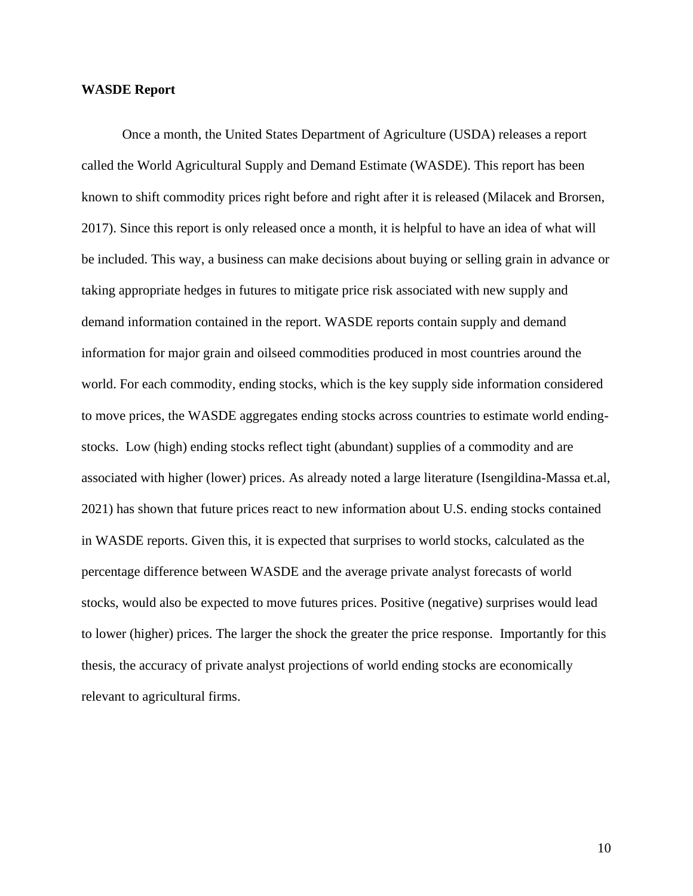**WASDE Report**

Once a month, the United States Department of Agriculture (USDA) releases a report called the World Agricultural Supply and Demand Estimate (WASDE). This report has been known to shift commodity prices right before and right after it is released (Milacek and Brorsen, 2017). Since this report is only released once a month, it is helpful to have an idea of what will be included. This way, a business can make decisions about buying or selling grain in advance or taking appropriate hedges in futures to mitigate price risk associated with new supply and demand information contained in the report. WASDE reports contain supply and demand information for major grain and oilseed commodities produced in most countries around the world. For each commodity, ending stocks, which is the key supply side information considered to move prices, the WASDE aggregates ending stocks across countries to estimate world ending-stocks. Low (high) ending stocks reflect tight (abundant) supplies of a commodity and are associated with higher (lower) prices. As already noted a large literature (Isengildina-Massa et.al, 2021) has shown that future prices react to new information about U.S. ending stocks contained in WASDE reports. Given this, it is expected that surprises to world stocks, calculated as the percentage difference between WASDE and the average private analyst forecasts of world stocks, would also be expected to move futures prices. Positive (negative) surprises would lead to lower (higher) prices. The larger the shock the greater the price response. Importantly for this thesis, the accuracy of private analyst projections of world ending stocks are economically relevant to agricultural firms.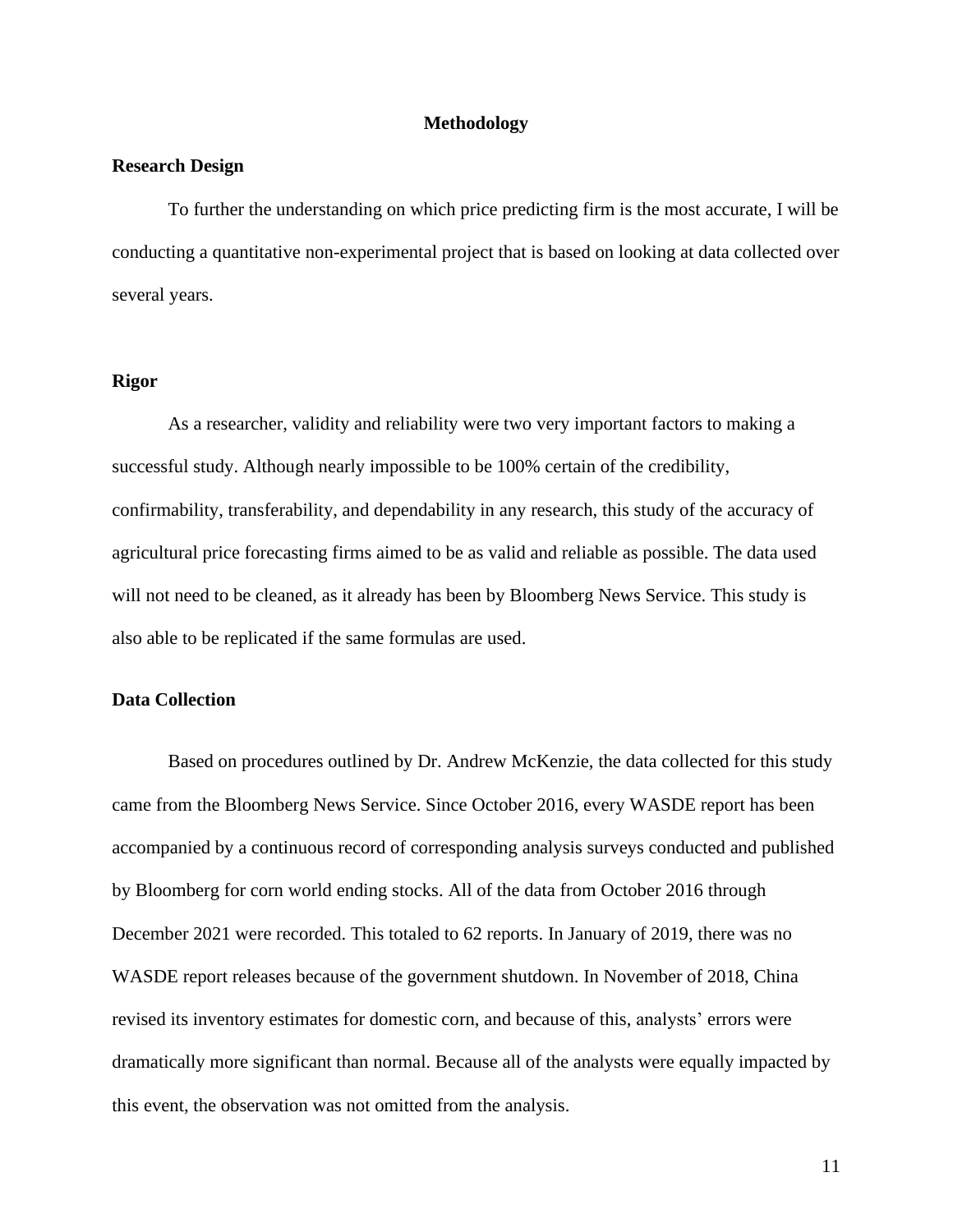# Methodology

## Research Design

To further the understanding on which price predicting firm is the most accurate, I will be conducting a quantitative non-experimental project that is based on looking at data collected over several years.

## Rigor

As a researcher, validity and reliability were two very important factors to making a successful study. Although nearly impossible to be 100% certain of the credibility, confirmability, transferability, and dependability in any research, this study of the accuracy of agricultural price forecasting firms aimed to be as valid and reliable as possible. The data used will not need to be cleaned, as it already has been by Bloomberg News Service. This study is also able to be replicated if the same formulas are used.

## Data Collection

Based on procedures outlined by Dr. Andrew McKenzie, the data collected for this study came from the Bloomberg News Service. Since October 2016, every WASDE report has been accompanied by a continuous record of corresponding analysis surveys conducted and published by Bloomberg for corn world ending stocks. All of the data from October 2016 through December 2021 were recorded. This totaled to 62 reports. In January of 2019, there was no WASDE report releases because of the government shutdown. In November of 2018, China revised its inventory estimates for domestic corn, and because of this, analysts' errors were dramatically more significant than normal. Because all of the analysts were equally impacted by this event, the observation was not omitted from the analysis.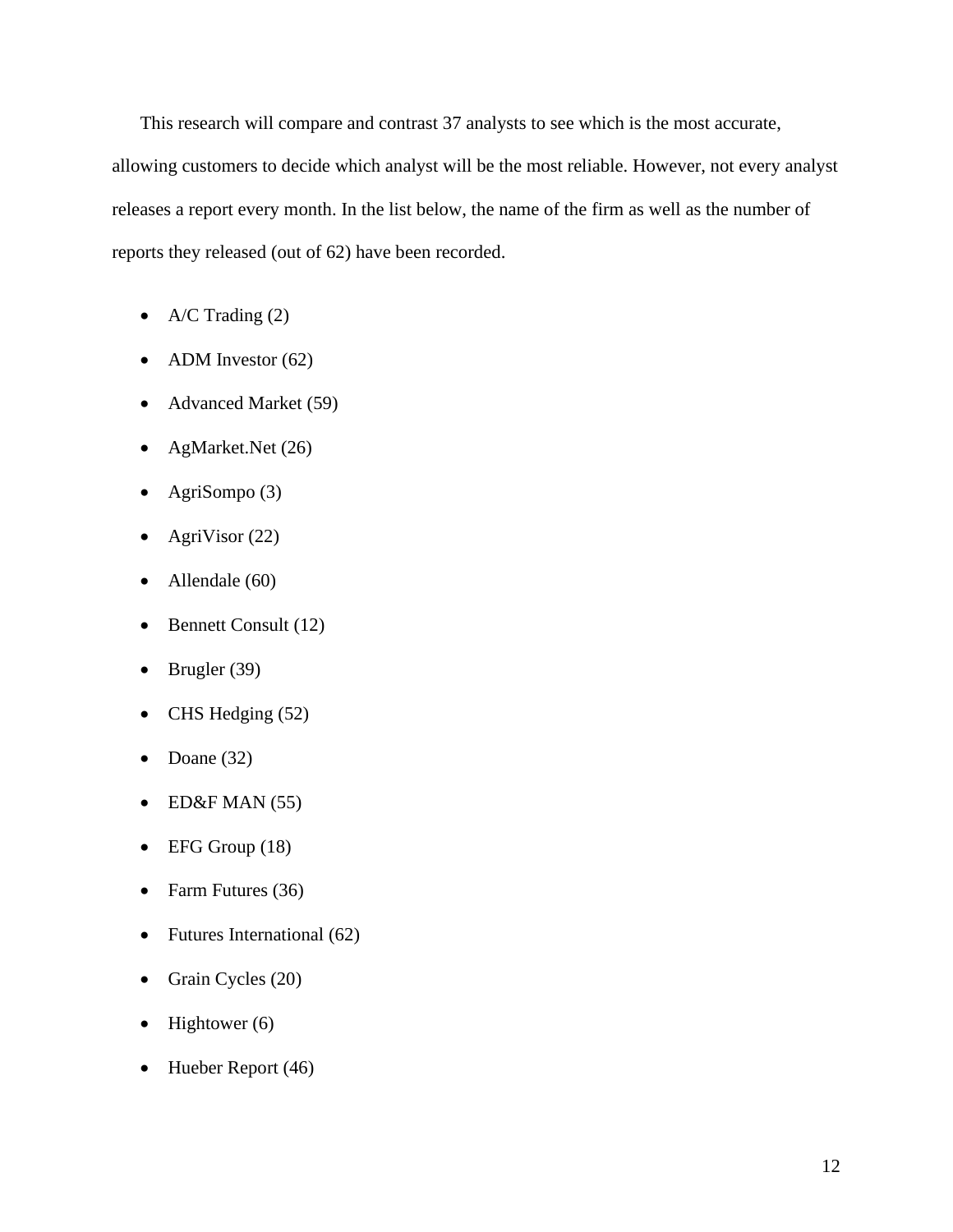This research will compare and contrast 37 analysts to see which is the most accurate, allowing customers to decide which analyst will be the most reliable. However, not every analyst releases a report every month. In the list below, the name of the firm as well as the number of reports they released (out of 62) have been recorded.

- A/C Trading (2)
- ADM Investor (62)
- Advanced Market (59)
- AgMarket.Net (26)
- AgriSompo (3)
- AgriVisor (22)
- Allendale (60)
- Bennett Consult (12)
- Brugler (39)
- CHS Hedging (52)
- Doane (32)
- ED&F MAN (55)
- EFG Group (18)
- Farm Futures (36)
- Futures International (62)
- Grain Cycles (20)
- Hightower (6)
- Hueber Report (46)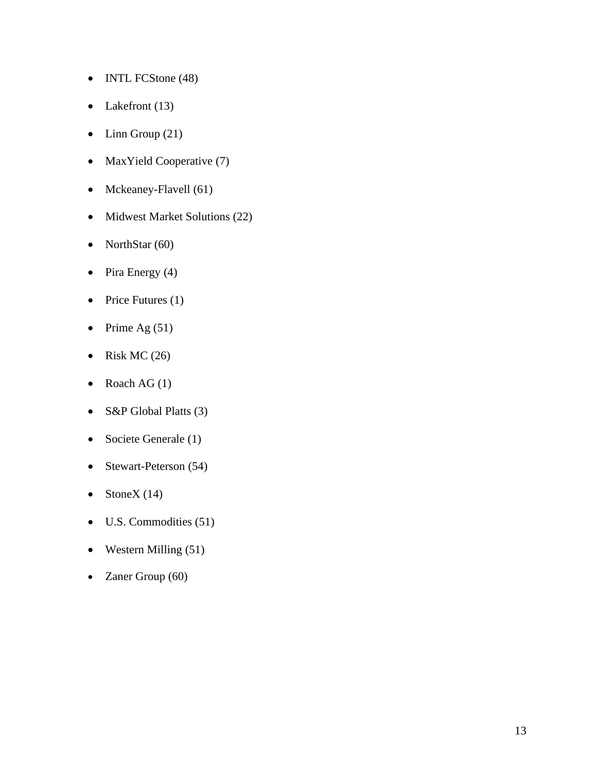- INTL FCStone (48)
- Lakefront (13)
- Linn Group (21)
- MaxYield Cooperative (7)
- Mckeaney-Flavell (61)
- Midwest Market Solutions (22)
- NorthStar (60)
- Pira Energy (4)
- Price Futures (1)
- Prime Ag (51)
- Risk MC (26)
- Roach AG (1)
- S&P Global Platts (3)
- Societe Generale (1)
- Stewart-Peterson (54)
- StoneX (14)
- U.S. Commodities (51)
- Western Milling (51)
- Zaner Group (60)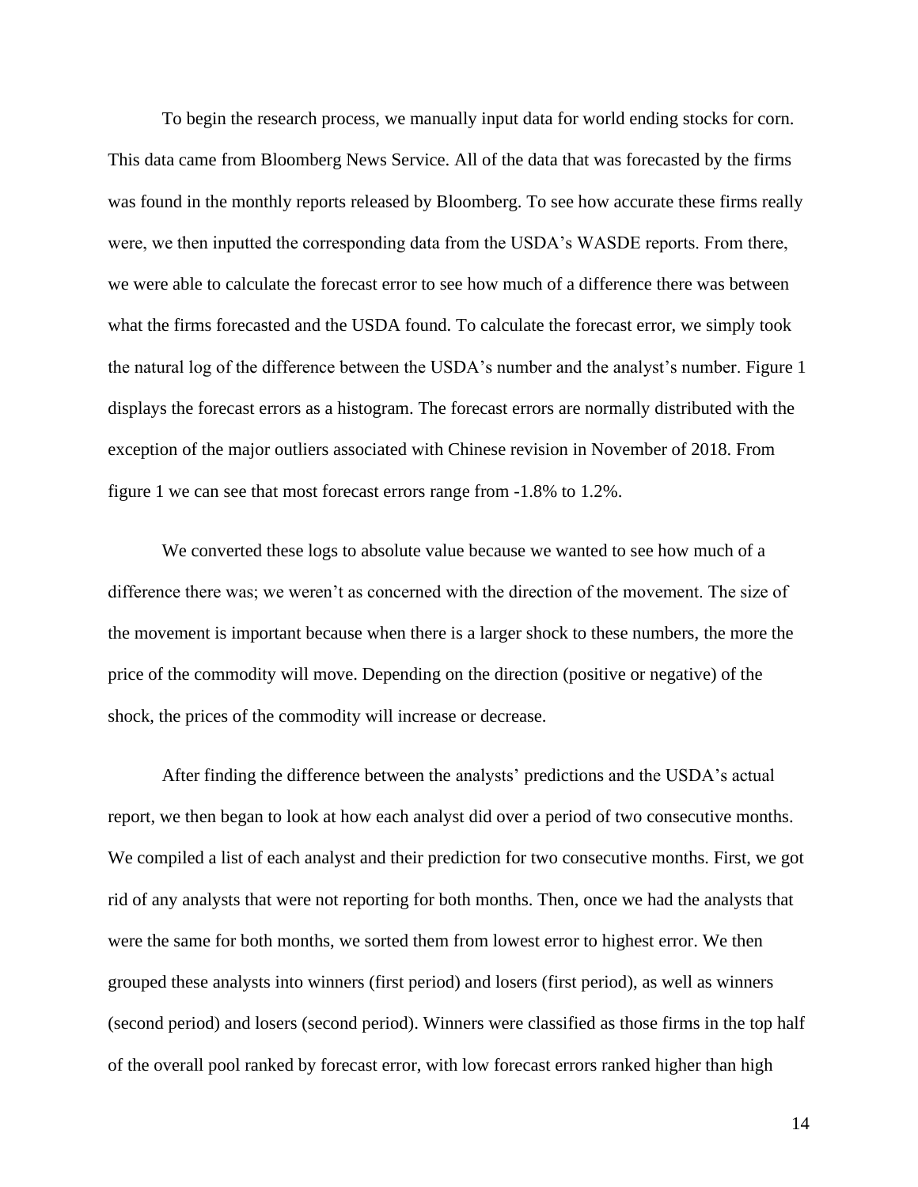To begin the research process, we manually input data for world ending stocks for corn. This data came from Bloomberg News Service. All of the data that was forecasted by the firms was found in the monthly reports released by Bloomberg. To see how accurate these firms really were, we then inputted the corresponding data from the USDA's WASDE reports. From there, we were able to calculate the forecast error to see how much of a difference there was between what the firms forecasted and the USDA found. To calculate the forecast error, we simply took the natural log of the difference between the USDA's number and the analyst's number. Figure 1 displays the forecast errors as a histogram. The forecast errors are normally distributed with the exception of the major outliers associated with Chinese revision in November of 2018. From figure 1 we can see that most forecast errors range from -1.8% to 1.2%.

We converted these logs to absolute value because we wanted to see how much of a difference there was; we weren't as concerned with the direction of the movement. The size of the movement is important because when there is a larger shock to these numbers, the more the price of the commodity will move. Depending on the direction (positive or negative) of the shock, the prices of the commodity will increase or decrease.

After finding the difference between the analysts' predictions and the USDA's actual report, we then began to look at how each analyst did over a period of two consecutive months. We compiled a list of each analyst and their prediction for two consecutive months. First, we got rid of any analysts that were not reporting for both months. Then, once we had the analysts that were the same for both months, we sorted them from lowest error to highest error. We then grouped these analysts into winners (first period) and losers (first period), as well as winners (second period) and losers (second period). Winners were classified as those firms in the top half of the overall pool ranked by forecast error, with low forecast errors ranked higher than high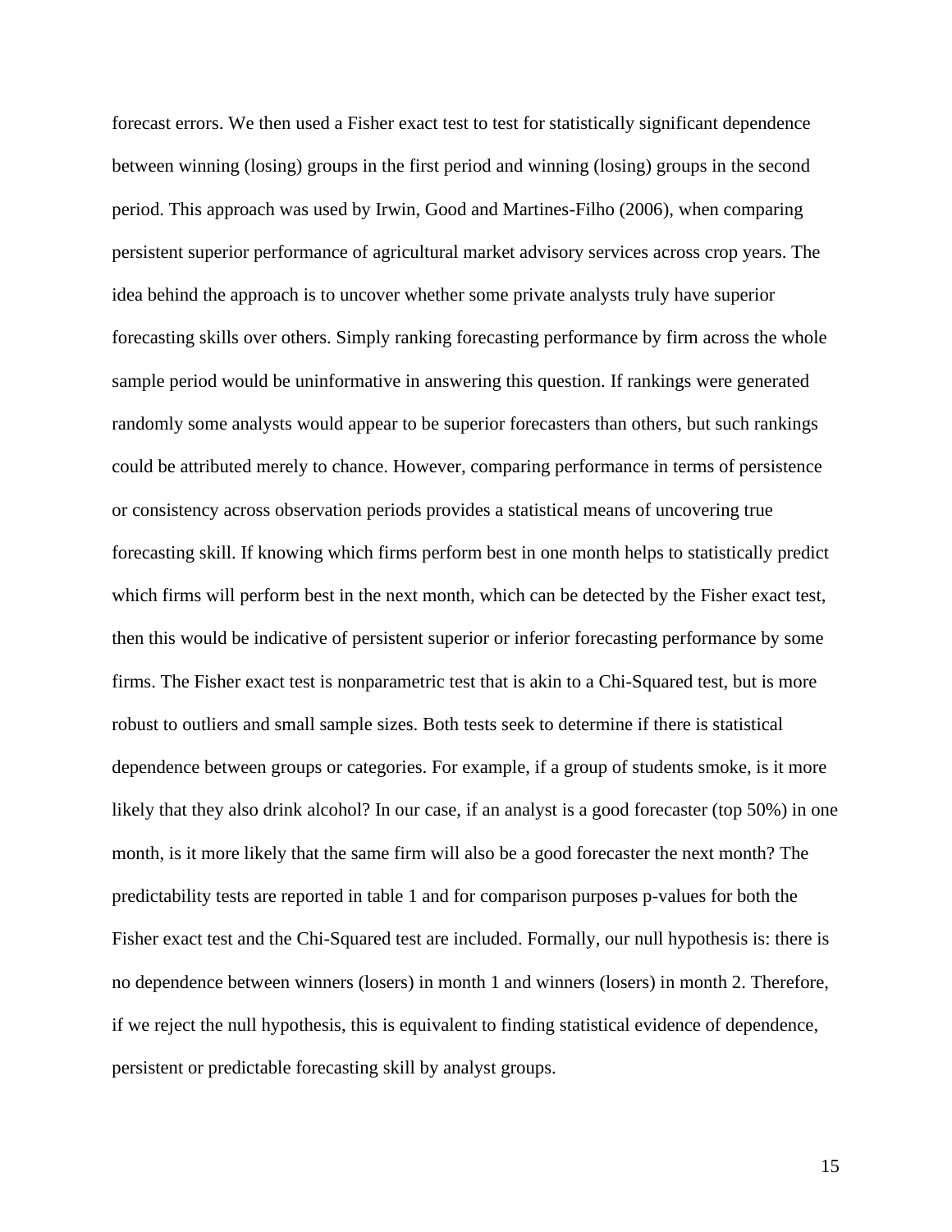forecast errors. We then used a Fisher exact test to test for statistically significant dependence between winning (losing) groups in the first period and winning (losing) groups in the second period. This approach was used by Irwin, Good and Martines-Filho (2006), when comparing persistent superior performance of agricultural market advisory services across crop years. The idea behind the approach is to uncover whether some private analysts truly have superior forecasting skills over others. Simply ranking forecasting performance by firm across the whole sample period would be uninformative in answering this question. If rankings were generated randomly some analysts would appear to be superior forecasters than others, but such rankings could be attributed merely to chance. However, comparing performance in terms of persistence or consistency across observation periods provides a statistical means of uncovering true forecasting skill. If knowing which firms perform best in one month helps to statistically predict which firms will perform best in the next month, which can be detected by the Fisher exact test, then this would be indicative of persistent superior or inferior forecasting performance by some firms. The Fisher exact test is nonparametric test that is akin to a Chi-Squared test, but is more robust to outliers and small sample sizes. Both tests seek to determine if there is statistical dependence between groups or categories. For example, if a group of students smoke, is it more likely that they also drink alcohol? In our case, if an analyst is a good forecaster (top 50%) in one month, is it more likely that the same firm will also be a good forecaster the next month? The predictability tests are reported in table 1 and for comparison purposes p-values for both the Fisher exact test and the Chi-Squared test are included. Formally, our null hypothesis is: there is no dependence between winners (losers) in month 1 and winners (losers) in month 2. Therefore, if we reject the null hypothesis, this is equivalent to finding statistical evidence of dependence, persistent or predictable forecasting skill by analyst groups.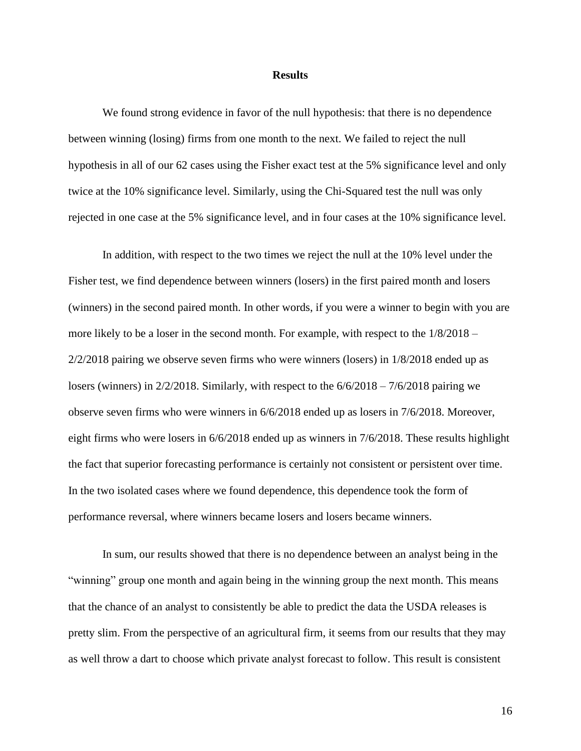## Results

We found strong evidence in favor of the null hypothesis: that there is no dependence between winning (losing) firms from one month to the next. We failed to reject the null hypothesis in all of our 62 cases using the Fisher exact test at the 5% significance level and only twice at the 10% significance level. Similarly, using the Chi-Squared test the null was only rejected in one case at the 5% significance level, and in four cases at the 10% significance level.

In addition, with respect to the two times we reject the null at the 10% level under the Fisher test, we find dependence between winners (losers) in the first paired month and losers (winners) in the second paired month. In other words, if you were a winner to begin with you are more likely to be a loser in the second month. For example, with respect to the 1/8/2018 – 2/2/2018 pairing we observe seven firms who were winners (losers) in 1/8/2018 ended up as losers (winners) in 2/2/2018. Similarly, with respect to the 6/6/2018 – 7/6/2018 pairing we observe seven firms who were winners in 6/6/2018 ended up as losers in 7/6/2018. Moreover, eight firms who were losers in 6/6/2018 ended up as winners in 7/6/2018. These results highlight the fact that superior forecasting performance is certainly not consistent or persistent over time. In the two isolated cases where we found dependence, this dependence took the form of performance reversal, where winners became losers and losers became winners.

In sum, our results showed that there is no dependence between an analyst being in the "winning" group one month and again being in the winning group the next month. This means that the chance of an analyst to consistently be able to predict the data the USDA releases is pretty slim. From the perspective of an agricultural firm, it seems from our results that they may as well throw a dart to choose which private analyst forecast to follow. This result is consistent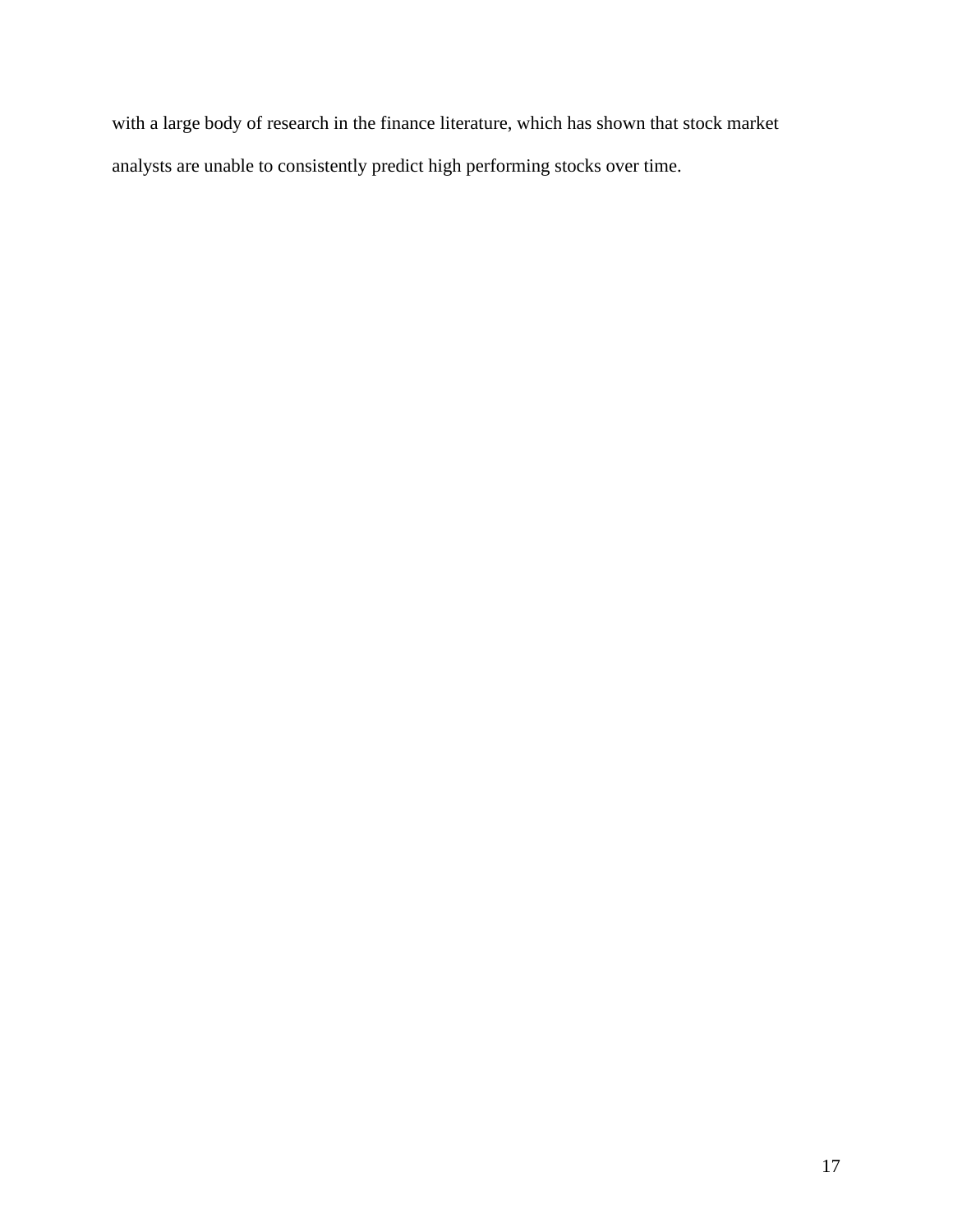with a large body of research in the finance literature, which has shown that stock market analysts are unable to consistently predict high performing stocks over time.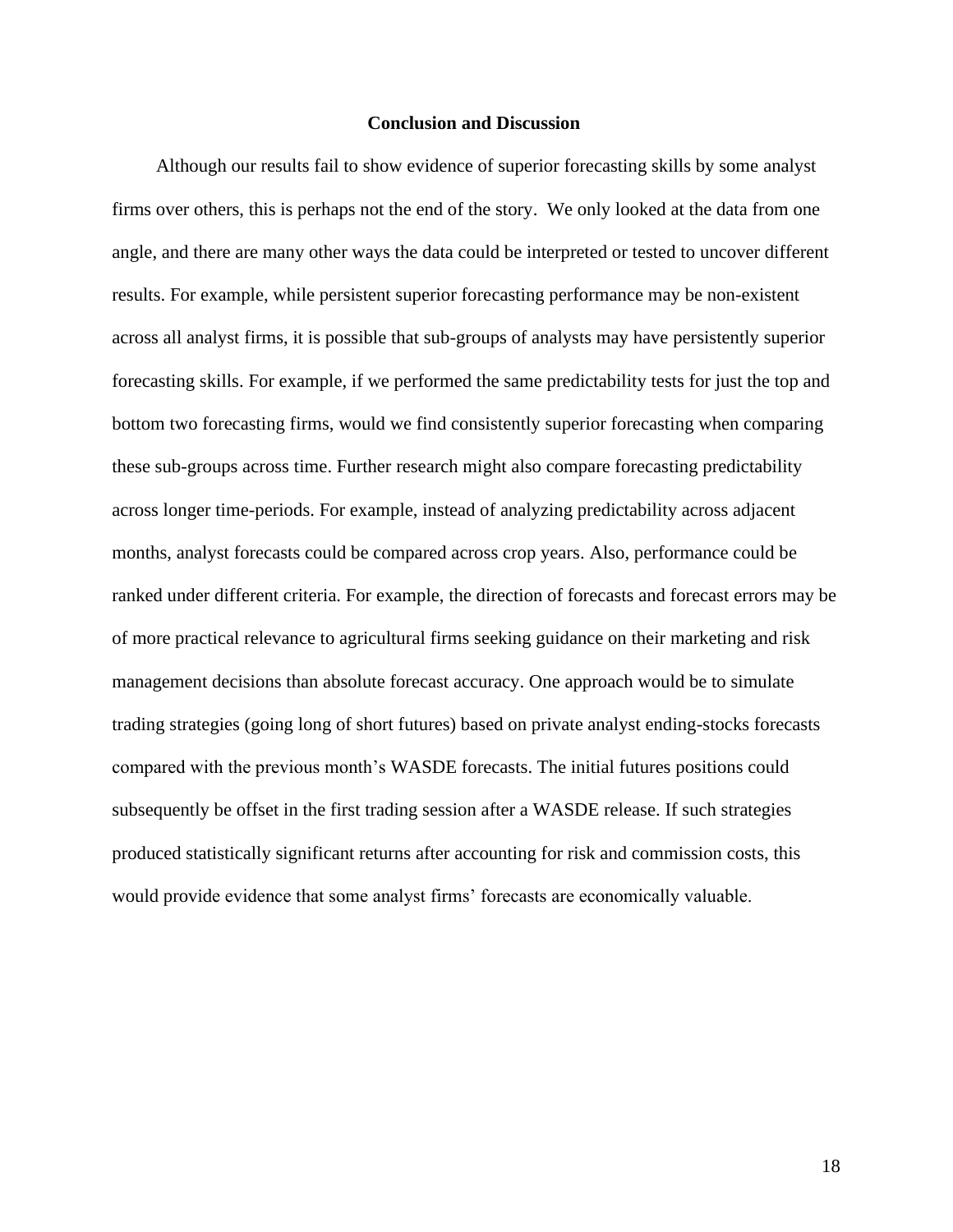## Conclusion and Discussion

Although our results fail to show evidence of superior forecasting skills by some analyst firms over others, this is perhaps not the end of the story. We only looked at the data from one angle, and there are many other ways the data could be interpreted or tested to uncover different results. For example, while persistent superior forecasting performance may be non-existent across all analyst firms, it is possible that sub-groups of analysts may have persistently superior forecasting skills. For example, if we performed the same predictability tests for just the top and bottom two forecasting firms, would we find consistently superior forecasting when comparing these sub-groups across time. Further research might also compare forecasting predictability across longer time-periods. For example, instead of analyzing predictability across adjacent months, analyst forecasts could be compared across crop years. Also, performance could be ranked under different criteria. For example, the direction of forecasts and forecast errors may be of more practical relevance to agricultural firms seeking guidance on their marketing and risk management decisions than absolute forecast accuracy. One approach would be to simulate trading strategies (going long of short futures) based on private analyst ending-stocks forecasts compared with the previous month's WASDE forecasts. The initial futures positions could subsequently be offset in the first trading session after a WASDE release. If such strategies produced statistically significant returns after accounting for risk and commission costs, this would provide evidence that some analyst firms' forecasts are economically valuable.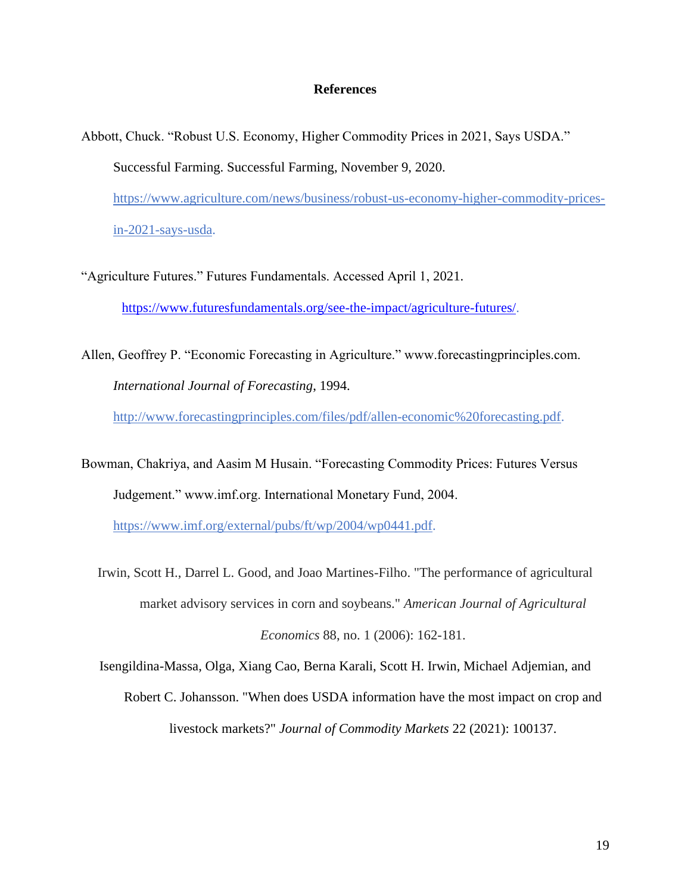## References

Abbott, Chuck. "Robust U.S. Economy, Higher Commodity Prices in 2021, Says USDA." Successful Farming. Successful Farming, November 9, 2020. https://www.agriculture.com/news/business/robust-us-economy-higher-commodity-prices-in-2021-says-usda.

"Agriculture Futures." Futures Fundamentals. Accessed April 1, 2021. https://www.futuresfundamentals.org/see-the-impact/agriculture-futures/.

Allen, Geoffrey P. "Economic Forecasting in Agriculture." www.forecastingprinciples.com. *International Journal of Forecasting*, 1994. http://www.forecastingprinciples.com/files/pdf/allen-economic%20forecasting.pdf.

Bowman, Chakriya, and Aasim M Husain. "Forecasting Commodity Prices: Futures Versus Judgement." www.imf.org. International Monetary Fund, 2004. https://www.imf.org/external/pubs/ft/wp/2004/wp0441.pdf.

Irwin, Scott H., Darrel L. Good, and Joao Martines-Filho. "The performance of agricultural market advisory services in corn and soybeans." *American Journal of Agricultural Economics* 88, no. 1 (2006): 162-181.

Isengildina-Massa, Olga, Xiang Cao, Berna Karali, Scott H. Irwin, Michael Adjemian, and Robert C. Johansson. "When does USDA information have the most impact on crop and livestock markets?" *Journal of Commodity Markets* 22 (2021): 100137.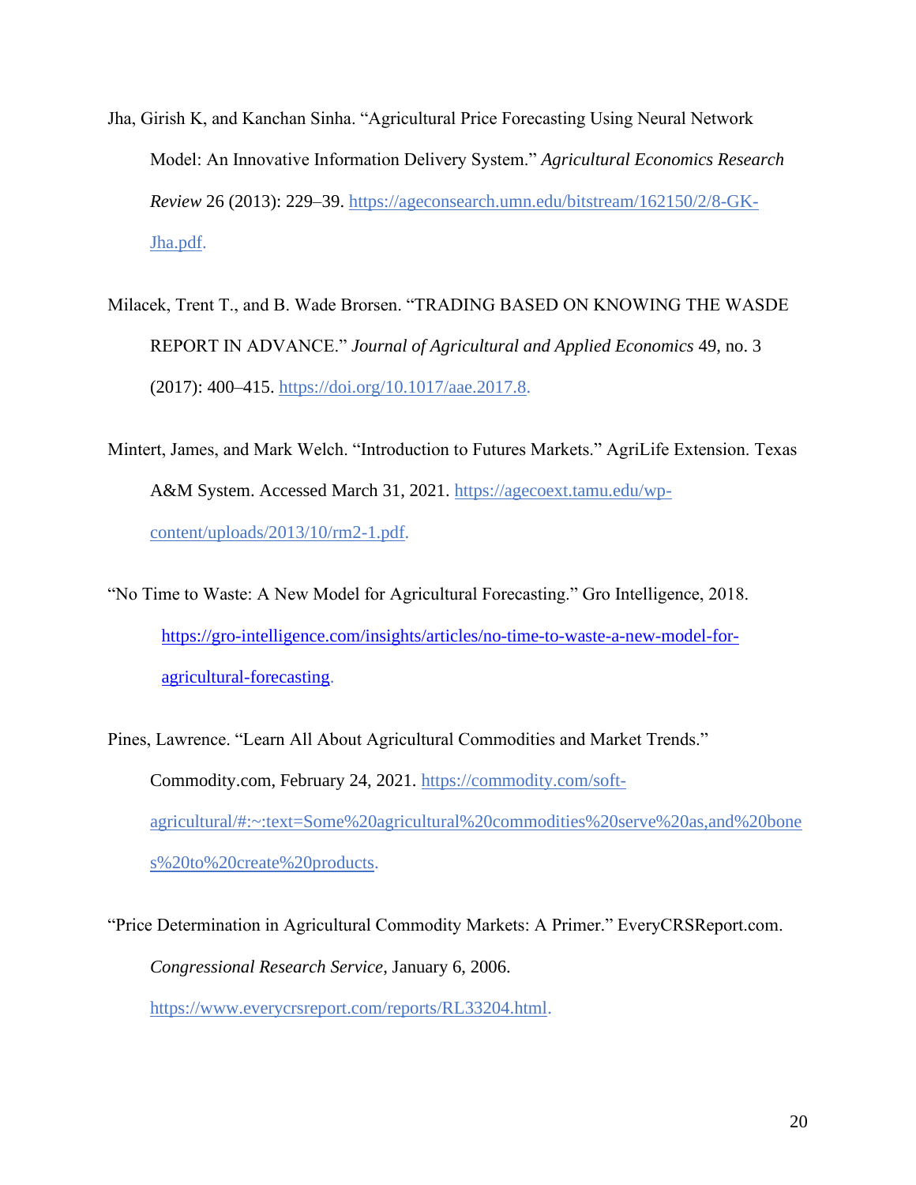Jha, Girish K, and Kanchan Sinha. “Agricultural Price Forecasting Using Neural Network Model: An Innovative Information Delivery System.” *Agricultural Economics Research Review* 26 (2013): 229–39. https://ageconsearch.umn.edu/bitstream/162150/2/8-GK-Jha.pdf.

Milacek, Trent T., and B. Wade Brorsen. “TRADING BASED ON KNOWING THE WASDE REPORT IN ADVANCE.” *Journal of Agricultural and Applied Economics* 49, no. 3 (2017): 400–415. https://doi.org/10.1017/aae.2017.8.

Mintert, James, and Mark Welch. “Introduction to Futures Markets.” AgriLife Extension. Texas A&M System. Accessed March 31, 2021. https://agecoext.tamu.edu/wp-content/uploads/2013/10/rm2-1.pdf.

“No Time to Waste: A New Model for Agricultural Forecasting.” Gro Intelligence, 2018. https://gro-intelligence.com/insights/articles/no-time-to-waste-a-new-model-for-agricultural-forecasting.

Pines, Lawrence. “Learn All About Agricultural Commodities and Market Trends.” Commodity.com, February 24, 2021. https://commodity.com/soft-agricultural/#:~:text=Some%20agricultural%20commodities%20serve%20as,and%20bones%20to%20create%20products.

“Price Determination in Agricultural Commodity Markets: A Primer.” EveryCRSReport.com. *Congressional Research Service*, January 6, 2006. https://www.everycrsreport.com/reports/RL33204.html.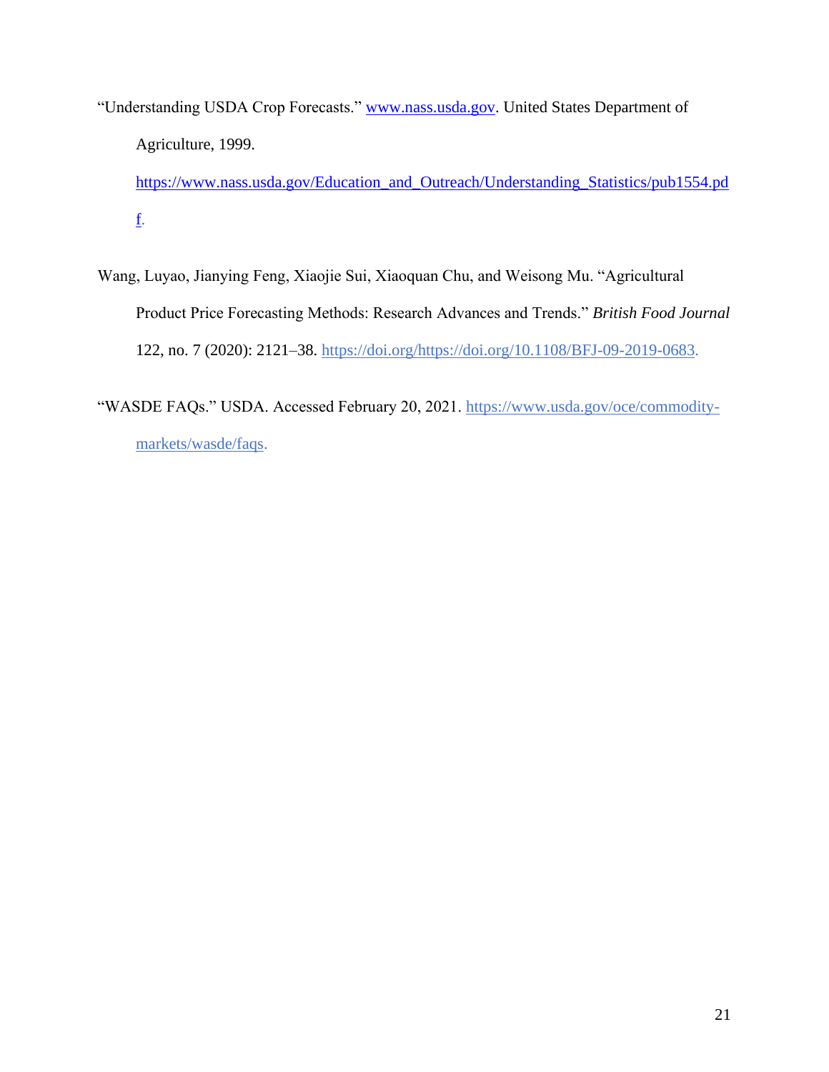"Understanding USDA Crop Forecasts." www.nass.usda.gov. United States Department of Agriculture, 1999. https://www.nass.usda.gov/Education_and_Outreach/Understanding_Statistics/pub1554.pdf.

Wang, Luyao, Jianying Feng, Xiaojie Sui, Xiaoquan Chu, and Weisong Mu. "Agricultural Product Price Forecasting Methods: Research Advances and Trends." *British Food Journal* 122, no. 7 (2020): 2121–38. https://doi.org/https://doi.org/10.1108/BFJ-09-2019-0683.

"WASDE FAQs." USDA. Accessed February 20, 2021. https://www.usda.gov/oce/commodity-markets/wasde/faqs.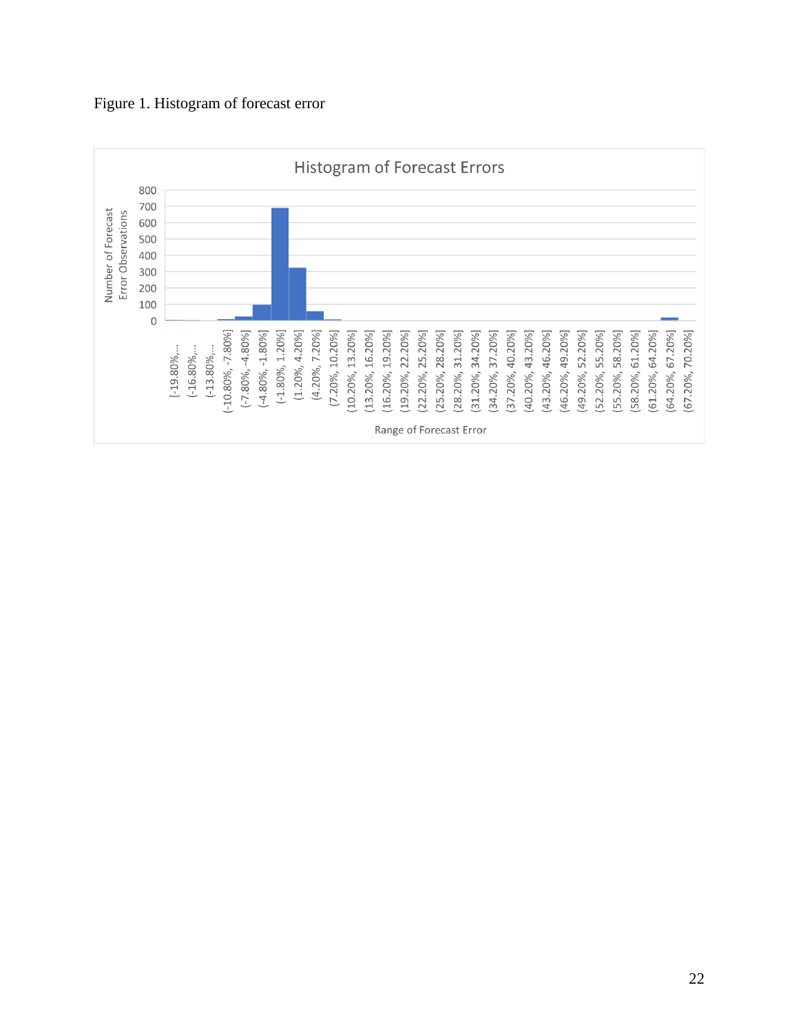Figure 1. Histogram of forecast error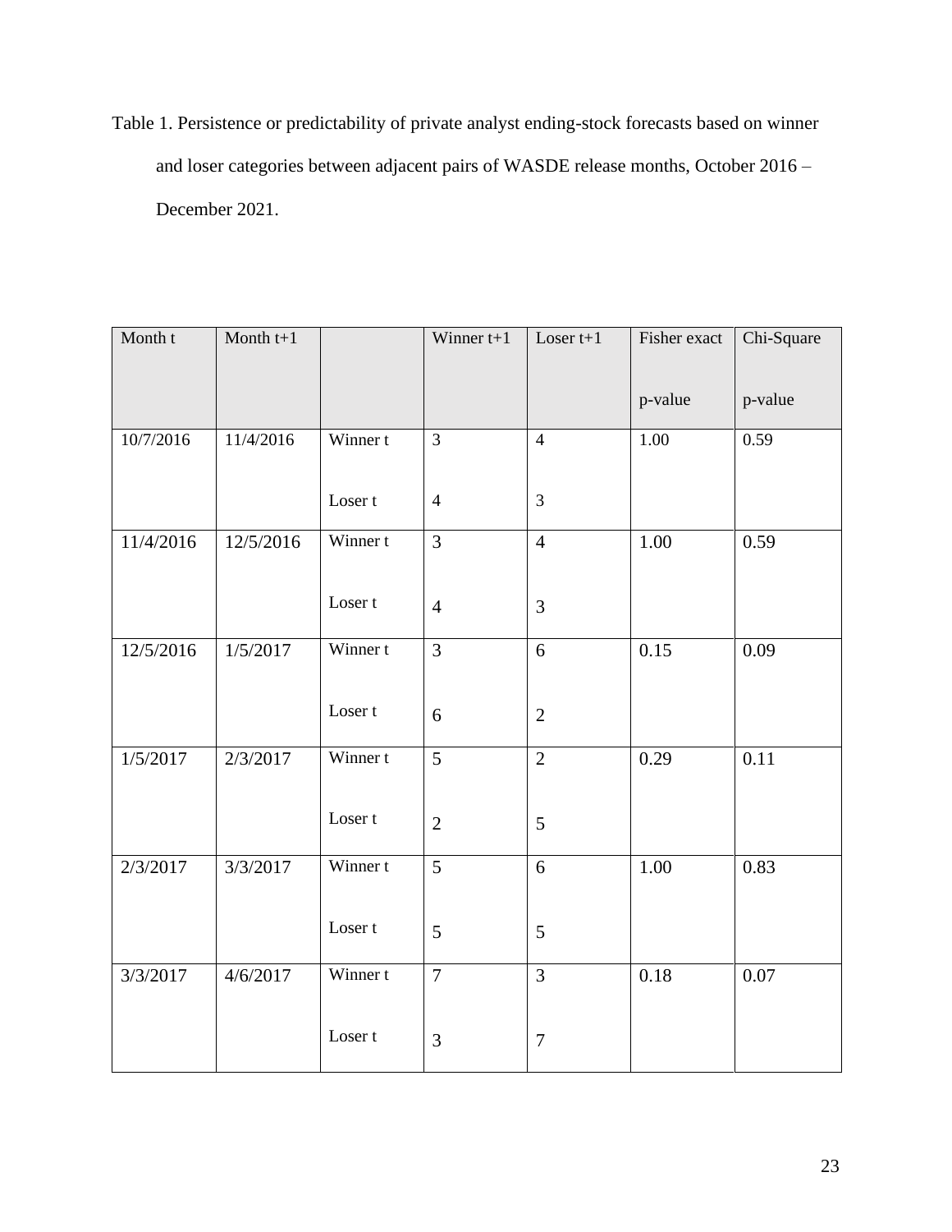Table 1. Persistence or predictability of private analyst ending-stock forecasts based on winner and loser categories between adjacent pairs of WASDE release months, October 2016 – December 2021.

| Month t | Month t+1 | | Winner t+1 | Loser t+1 | Fisher exact p-value | Chi-Square p-value |
|---|---|---|---|---|---|---|
| 10/7/2016 | 11/4/2016 | Winner t | 3 | 4 | 1.00 | 0.59 |
| | | Loser t | 4 | 3 | | |
| 11/4/2016 | 12/5/2016 | Winner t | 3 | 4 | 1.00 | 0.59 |
| | | Loser t | 4 | 3 | | |
| 12/5/2016 | 1/5/2017 | Winner t | 3 | 6 | 0.15 | 0.09 |
| | | Loser t | 6 | 2 | | |
| 1/5/2017 | 2/3/2017 | Winner t | 5 | 2 | 0.29 | 0.11 |
| | | Loser t | 2 | 5 | | |
| 2/3/2017 | 3/3/2017 | Winner t | 5 | 6 | 1.00 | 0.83 |
| | | Loser t | 5 | 5 | | |
| 3/3/2017 | 4/6/2017 | Winner t | 7 | 3 | 0.18 | 0.07 |
| | | Loser t | 3 | 7 | | |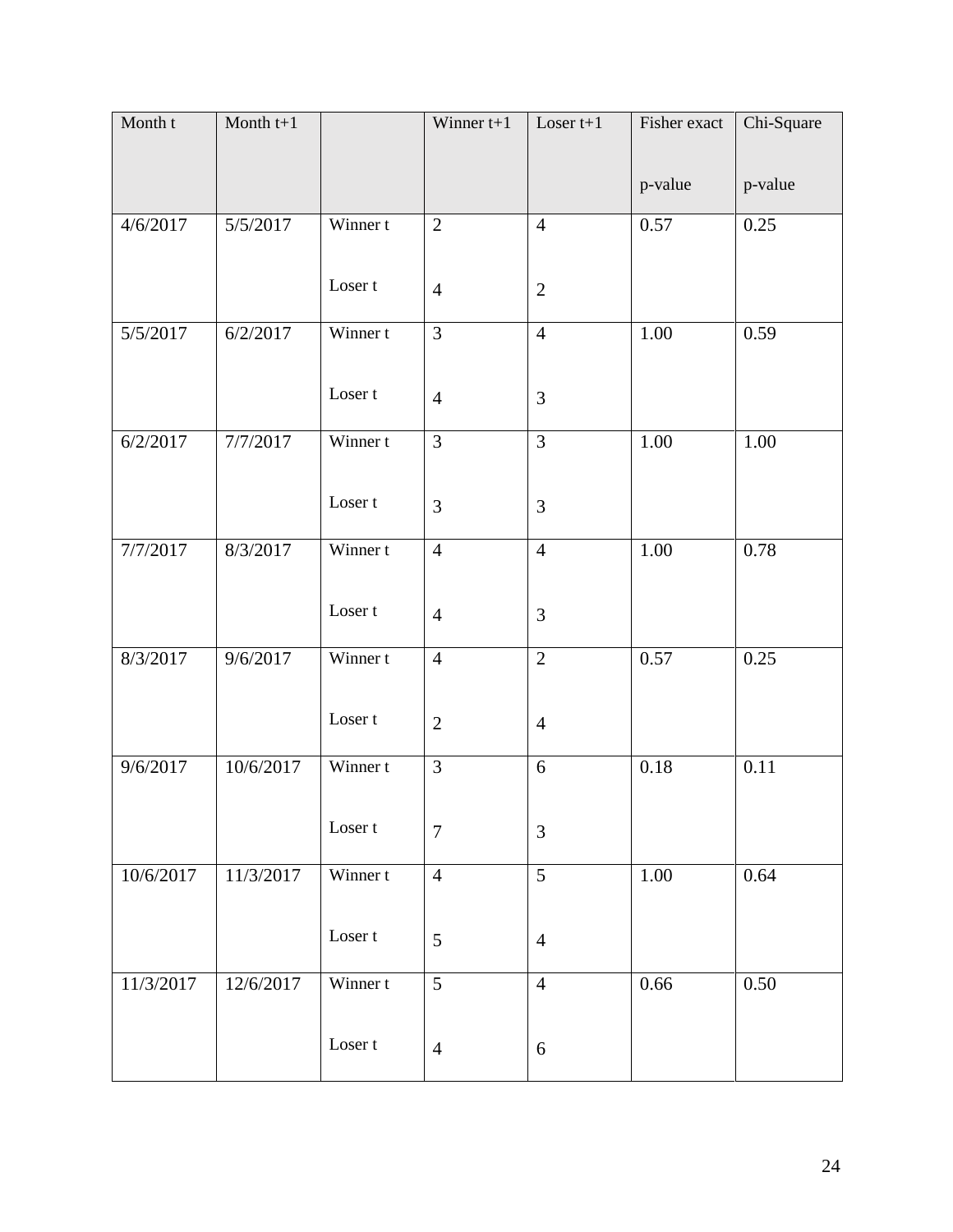| Month t | Month t+1 | | Winner t+1 | Loser t+1 | Fisher exact p-value | Chi-Square p-value |
|---|---|---|---|---|---|---|
| 4/6/2017 | 5/5/2017 | Winner t | 2 | 4 | 0.57 | 0.25 |
| | | Loser t | 4 | 2 | | |
| 5/5/2017 | 6/2/2017 | Winner t | 3 | 4 | 1.00 | 0.59 |
| | | Loser t | 4 | 3 | | |
| 6/2/2017 | 7/7/2017 | Winner t | 3 | 3 | 1.00 | 1.00 |
| | | Loser t | 3 | 3 | | |
| 7/7/2017 | 8/3/2017 | Winner t | 4 | 4 | 1.00 | 0.78 |
| | | Loser t | 4 | 3 | | |
| 8/3/2017 | 9/6/2017 | Winner t | 4 | 2 | 0.57 | 0.25 |
| | | Loser t | 2 | 4 | | |
| 9/6/2017 | 10/6/2017 | Winner t | 3 | 6 | 0.18 | 0.11 |
| | | Loser t | 7 | 3 | | |
| 10/6/2017 | 11/3/2017 | Winner t | 4 | 5 | 1.00 | 0.64 |
| | | Loser t | 5 | 4 | | |
| 11/3/2017 | 12/6/2017 | Winner t | 5 | 4 | 0.66 | 0.50 |
| | | Loser t | 4 | 6 | | |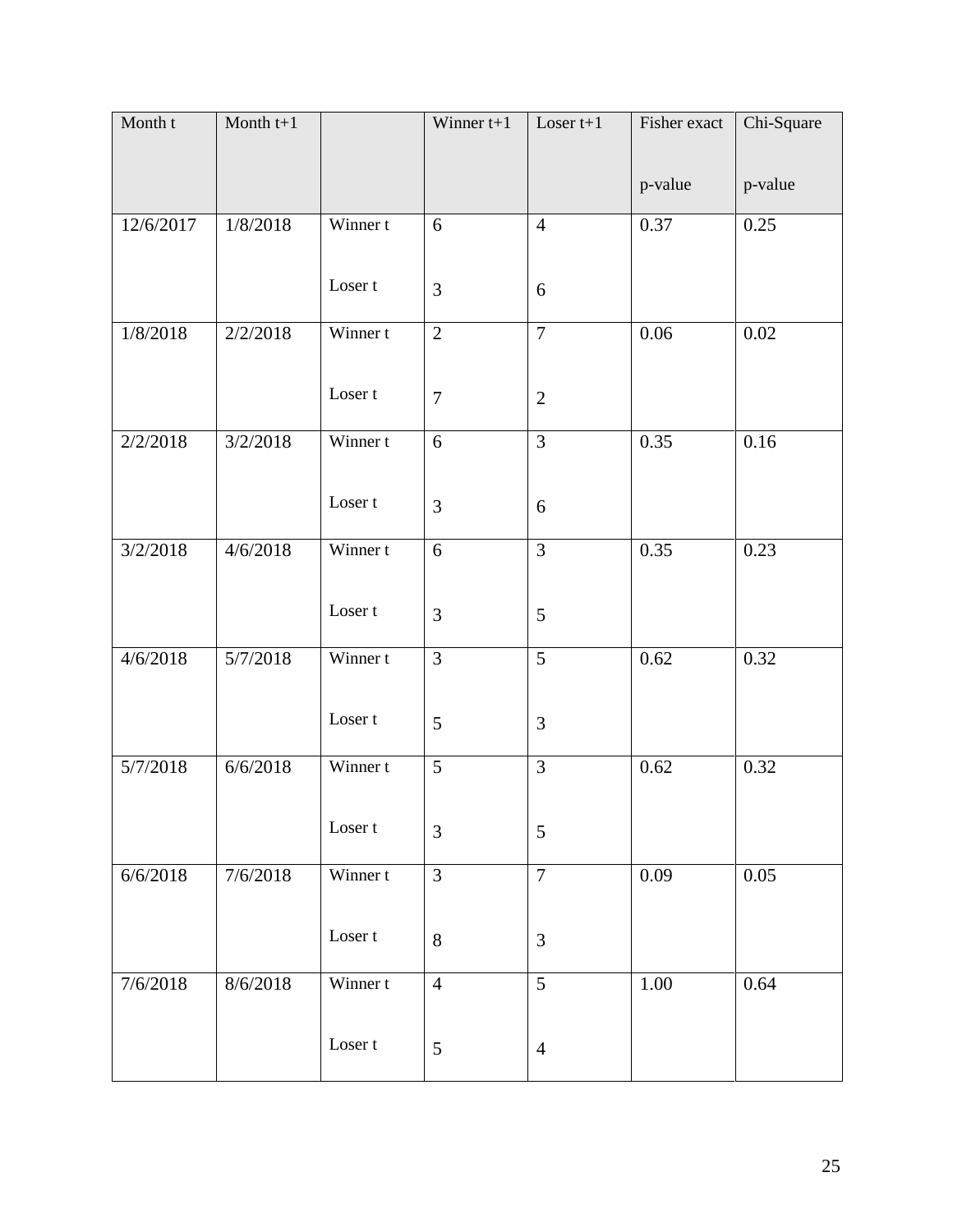| Month t | Month t+1 | | Winner t+1 | Loser t+1 | Fisher exact p-value | Chi-Square p-value |
|---|---|---|---|---|---|---|
| 12/6/2017 | 1/8/2018 | Winner t | 6 | 4 | 0.37 | 0.25 |
| | | Loser t | 3 | 6 | | |
| 1/8/2018 | 2/2/2018 | Winner t | 2 | 7 | 0.06 | 0.02 |
| | | Loser t | 7 | 2 | | |
| 2/2/2018 | 3/2/2018 | Winner t | 6 | 3 | 0.35 | 0.16 |
| | | Loser t | 3 | 6 | | |
| 3/2/2018 | 4/6/2018 | Winner t | 6 | 3 | 0.35 | 0.23 |
| | | Loser t | 3 | 5 | | |
| 4/6/2018 | 5/7/2018 | Winner t | 3 | 5 | 0.62 | 0.32 |
| | | Loser t | 5 | 3 | | |
| 5/7/2018 | 6/6/2018 | Winner t | 5 | 3 | 0.62 | 0.32 |
| | | Loser t | 3 | 5 | | |
| 6/6/2018 | 7/6/2018 | Winner t | 3 | 7 | 0.09 | 0.05 |
| | | Loser t | 8 | 3 | | |
| 7/6/2018 | 8/6/2018 | Winner t | 4 | 5 | 1.00 | 0.64 |
| | | Loser t | 5 | 4 | | |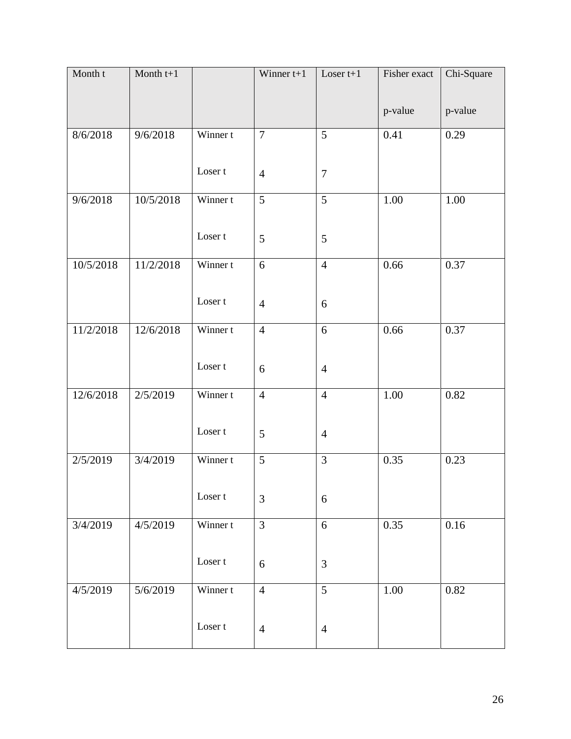| Month t | Month t+1 | | Winner t+1 | Loser t+1 | Fisher exact p-value | Chi-Square p-value |
|---|---|---|---|---|---|---|
| 8/6/2018 | 9/6/2018 | Winner t | 7 | 5 | 0.41 | 0.29 |
| | | Loser t | 4 | 7 | | |
| 9/6/2018 | 10/5/2018 | Winner t | 5 | 5 | 1.00 | 1.00 |
| | | Loser t | 5 | 5 | | |
| 10/5/2018 | 11/2/2018 | Winner t | 6 | 4 | 0.66 | 0.37 |
| | | Loser t | 4 | 6 | | |
| 11/2/2018 | 12/6/2018 | Winner t | 4 | 6 | 0.66 | 0.37 |
| | | Loser t | 6 | 4 | | |
| 12/6/2018 | 2/5/2019 | Winner t | 4 | 4 | 1.00 | 0.82 |
| | | Loser t | 5 | 4 | | |
| 2/5/2019 | 3/4/2019 | Winner t | 5 | 3 | 0.35 | 0.23 |
| | | Loser t | 3 | 6 | | |
| 3/4/2019 | 4/5/2019 | Winner t | 3 | 6 | 0.35 | 0.16 |
| | | Loser t | 6 | 3 | | |
| 4/5/2019 | 5/6/2019 | Winner t | 4 | 5 | 1.00 | 0.82 |
| | | Loser t | 4 | 4 | | |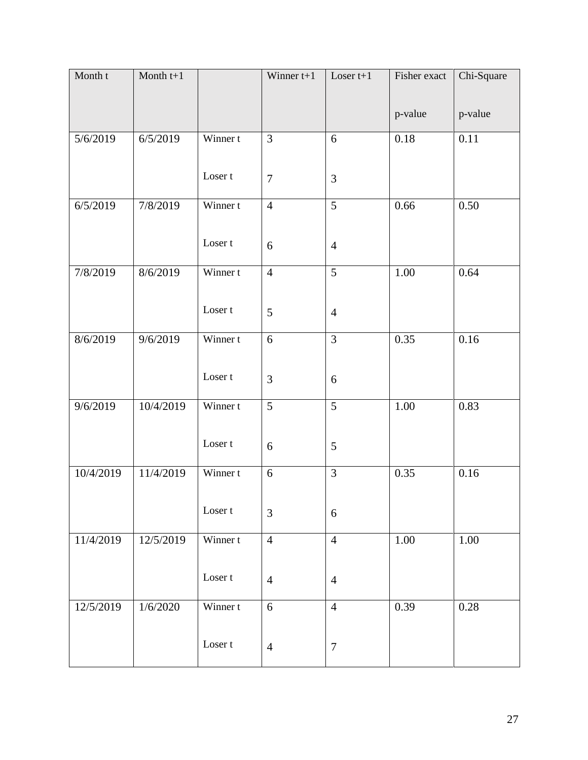| Month t | Month t+1 | | Winner t+1 | Loser t+1 | Fisher exact p-value | Chi-Square p-value |
|---|---|---|---|---|---|---|
| 5/6/2019 | 6/5/2019 | Winner t | 3 | 6 | 0.18 | 0.11 |
| | | Loser t | 7 | 3 | | |
| 6/5/2019 | 7/8/2019 | Winner t | 4 | 5 | 0.66 | 0.50 |
| | | Loser t | 6 | 4 | | |
| 7/8/2019 | 8/6/2019 | Winner t | 4 | 5 | 1.00 | 0.64 |
| | | Loser t | 5 | 4 | | |
| 8/6/2019 | 9/6/2019 | Winner t | 6 | 3 | 0.35 | 0.16 |
| | | Loser t | 3 | 6 | | |
| 9/6/2019 | 10/4/2019 | Winner t | 5 | 5 | 1.00 | 0.83 |
| | | Loser t | 6 | 5 | | |
| 10/4/2019 | 11/4/2019 | Winner t | 6 | 3 | 0.35 | 0.16 |
| | | Loser t | 3 | 6 | | |
| 11/4/2019 | 12/5/2019 | Winner t | 4 | 4 | 1.00 | 1.00 |
| | | Loser t | 4 | 4 | | |
| 12/5/2019 | 1/6/2020 | Winner t | 6 | 4 | 0.39 | 0.28 |
| | | Loser t | 4 | 7 | | |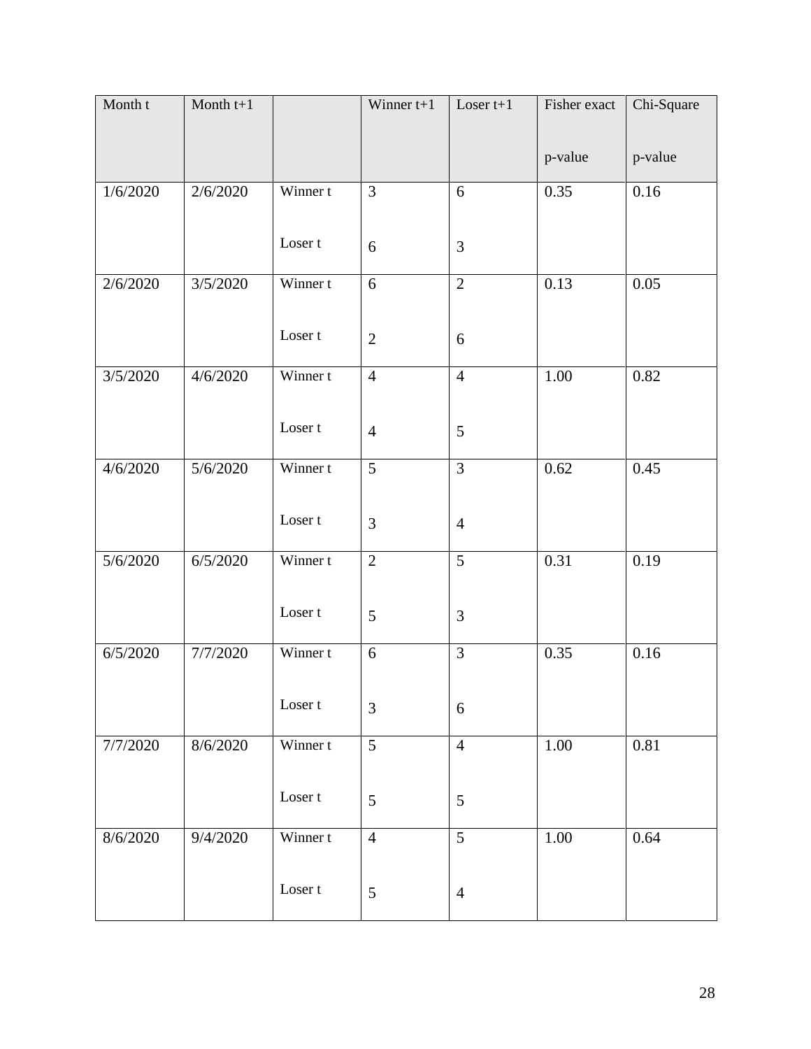| Month t | Month t+1 | | Winner t+1 | Loser t+1 | Fisher exact p-value | Chi-Square p-value |
|---|---|---|---|---|---|---|
| 1/6/2020 | 2/6/2020 | Winner t | 3 | 6 | 0.35 | 0.16 |
| | | Loser t | 6 | 3 | | |
| 2/6/2020 | 3/5/2020 | Winner t | 6 | 2 | 0.13 | 0.05 |
| | | Loser t | 2 | 6 | | |
| 3/5/2020 | 4/6/2020 | Winner t | 4 | 4 | 1.00 | 0.82 |
| | | Loser t | 4 | 5 | | |
| 4/6/2020 | 5/6/2020 | Winner t | 5 | 3 | 0.62 | 0.45 |
| | | Loser t | 3 | 4 | | |
| 5/6/2020 | 6/5/2020 | Winner t | 2 | 5 | 0.31 | 0.19 |
| | | Loser t | 5 | 3 | | |
| 6/5/2020 | 7/7/2020 | Winner t | 6 | 3 | 0.35 | 0.16 |
| | | Loser t | 3 | 6 | | |
| 7/7/2020 | 8/6/2020 | Winner t | 5 | 4 | 1.00 | 0.81 |
| | | Loser t | 5 | 5 | | |
| 8/6/2020 | 9/4/2020 | Winner t | 4 | 5 | 1.00 | 0.64 |
| | | Loser t | 5 | 4 | | |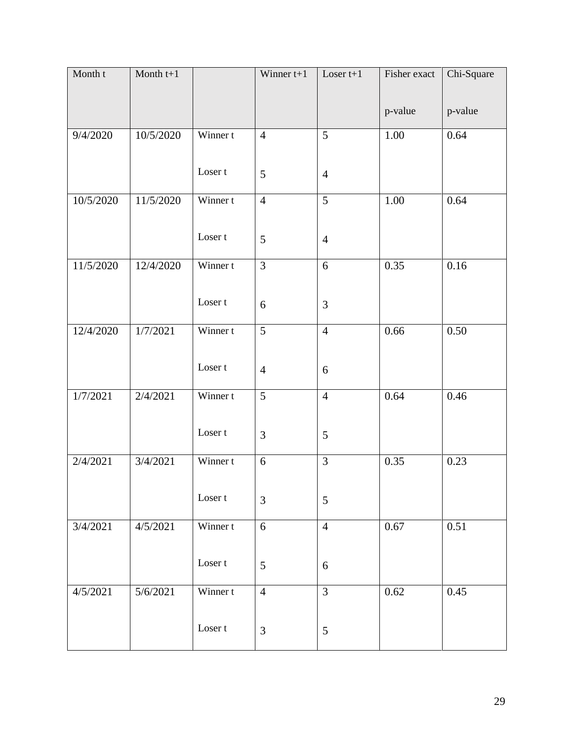| Month t | Month t+1 | | Winner t+1 | Loser t+1 | Fisher exact p-value | Chi-Square p-value |
|---|---|---|---|---|---|---|
| 9/4/2020 | 10/5/2020 | Winner t | 4 | 5 | 1.00 | 0.64 |
| | | Loser t | 5 | 4 | | |
| 10/5/2020 | 11/5/2020 | Winner t | 4 | 5 | 1.00 | 0.64 |
| | | Loser t | 5 | 4 | | |
| 11/5/2020 | 12/4/2020 | Winner t | 3 | 6 | 0.35 | 0.16 |
| | | Loser t | 6 | 3 | | |
| 12/4/2020 | 1/7/2021 | Winner t | 5 | 4 | 0.66 | 0.50 |
| | | Loser t | 4 | 6 | | |
| 1/7/2021 | 2/4/2021 | Winner t | 5 | 4 | 0.64 | 0.46 |
| | | Loser t | 3 | 5 | | |
| 2/4/2021 | 3/4/2021 | Winner t | 6 | 3 | 0.35 | 0.23 |
| | | Loser t | 3 | 5 | | |
| 3/4/2021 | 4/5/2021 | Winner t | 6 | 4 | 0.67 | 0.51 |
| | | Loser t | 5 | 6 | | |
| 4/5/2021 | 5/6/2021 | Winner t | 4 | 3 | 0.62 | 0.45 |
| | | Loser t | 3 | 5 | | |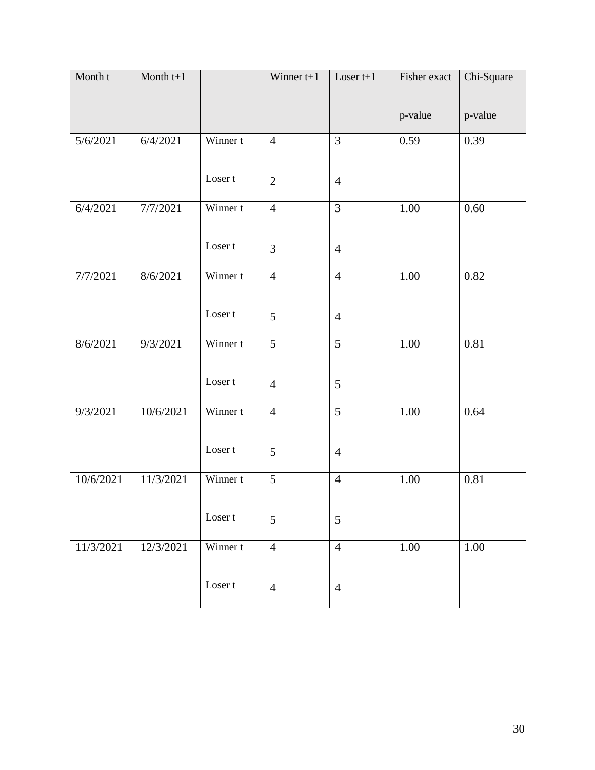| Month t | Month t+1 | | Winner t+1 | Loser t+1 | Fisher exact p-value | Chi-Square p-value |
|---|---|---|---|---|---|---|
| 5/6/2021 | 6/4/2021 | Winner t | 4 | 3 | 0.59 | 0.39 |
| | | Loser t | 2 | 4 | | |
| 6/4/2021 | 7/7/2021 | Winner t | 4 | 3 | 1.00 | 0.60 |
| | | Loser t | 3 | 4 | | |
| 7/7/2021 | 8/6/2021 | Winner t | 4 | 4 | 1.00 | 0.82 |
| | | Loser t | 5 | 4 | | |
| 8/6/2021 | 9/3/2021 | Winner t | 5 | 5 | 1.00 | 0.81 |
| | | Loser t | 4 | 5 | | |
| 9/3/2021 | 10/6/2021 | Winner t | 4 | 5 | 1.00 | 0.64 |
| | | Loser t | 5 | 4 | | |
| 10/6/2021 | 11/3/2021 | Winner t | 5 | 4 | 1.00 | 0.81 |
| | | Loser t | 5 | 5 | | |
| 11/3/2021 | 12/3/2021 | Winner t | 4 | 4 | 1.00 | 1.00 |
| | | Loser t | 4 | 4 | | |